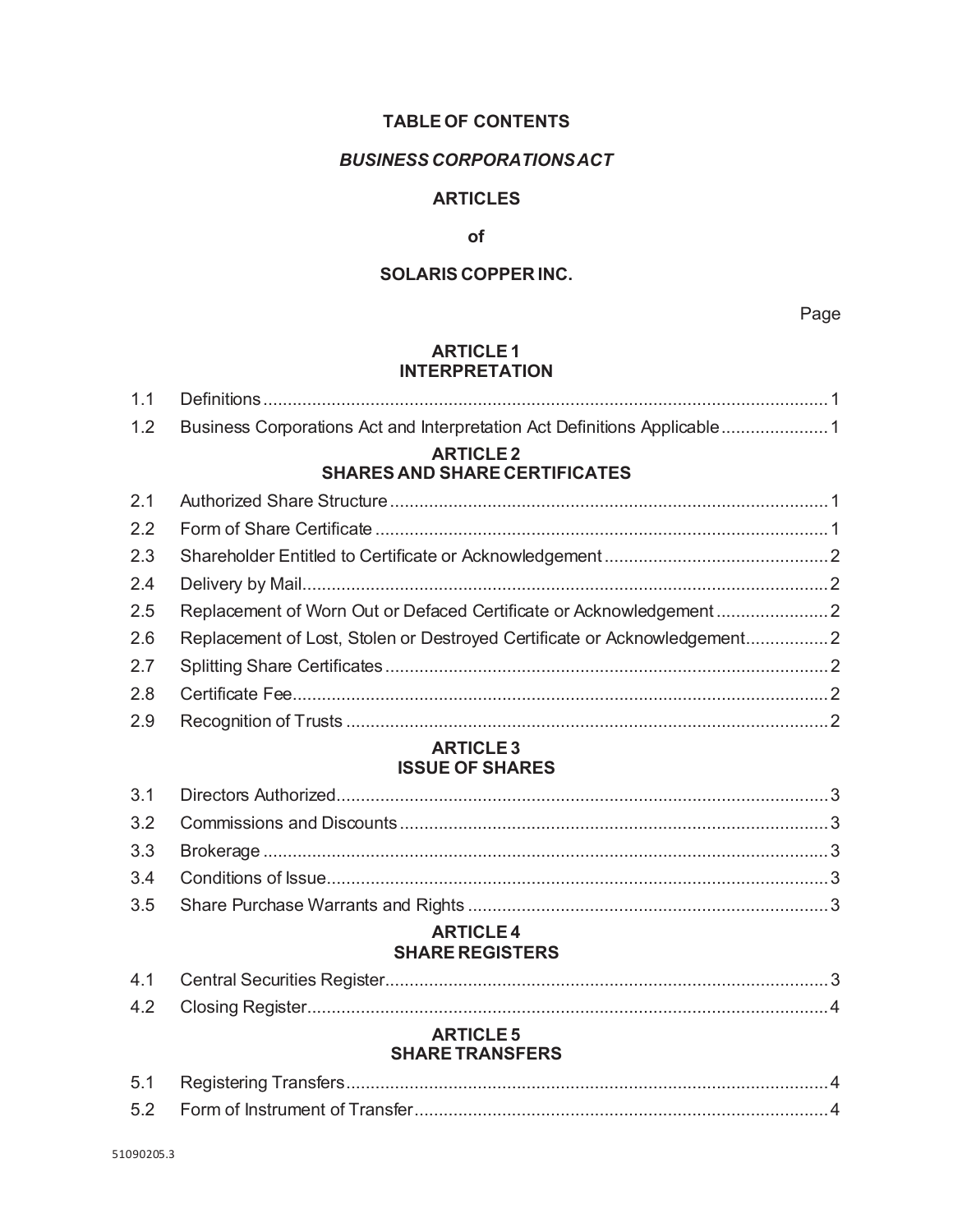# TABLE OF CONTENTS

## *BUSINESS CORPORATIONS ACT*

## ARTICLES

## of

## SOLARIS COPPER INC.

Page

### ARTICLE 1
### INTERPRETATION

| | | |
|---|---|---|
| 1.1 | Definitions | 1 |
| 1.2 | Business Corporations Act and Interpretation Act Definitions Applicable | 1 |

### ARTICLE 2
### SHARES AND SHARE CERTIFICATES

| | | |
|---|---|---|
| 2.1 | Authorized Share Structure | 1 |
| 2.2 | Form of Share Certificate | 1 |
| 2.3 | Shareholder Entitled to Certificate or Acknowledgement | 2 |
| 2.4 | Delivery by Mail | 2 |
| 2.5 | Replacement of Worn Out or Defaced Certificate or Acknowledgement | 2 |
| 2.6 | Replacement of Lost, Stolen or Destroyed Certificate or Acknowledgement | 2 |
| 2.7 | Splitting Share Certificates | 2 |
| 2.8 | Certificate Fee | 2 |
| 2.9 | Recognition of Trusts | 2 |

### ARTICLE 3
### ISSUE OF SHARES

| | | |
|---|---|---|
| 3.1 | Directors Authorized | 3 |
| 3.2 | Commissions and Discounts | 3 |
| 3.3 | Brokerage | 3 |
| 3.4 | Conditions of Issue | 3 |
| 3.5 | Share Purchase Warrants and Rights | 3 |

### ARTICLE 4
### SHARE REGISTERS

| | | |
|---|---|---|
| 4.1 | Central Securities Register | 3 |
| 4.2 | Closing Register | 4 |

### ARTICLE 5
### SHARE TRANSFERS

| | | |
|---|---|---|
| 5.1 | Registering Transfers | 4 |
| 5.2 | Form of Instrument of Transfer | 4 |

51090205.3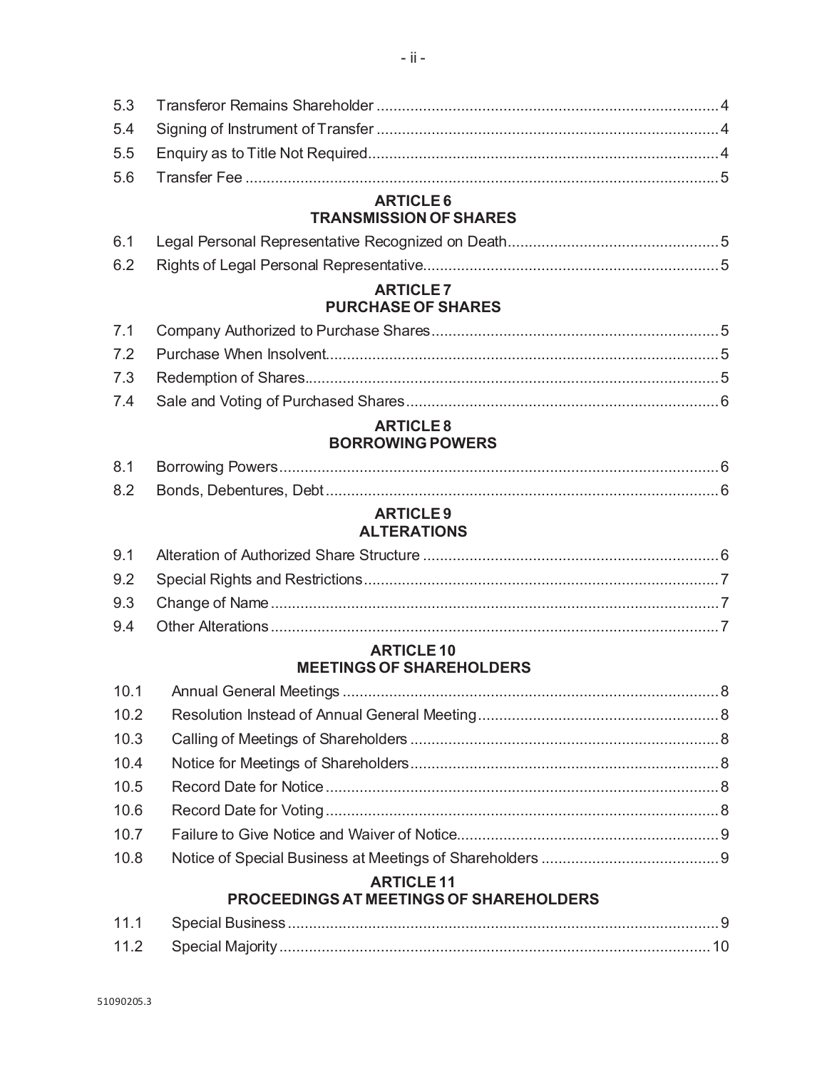5.3 Transferor Remains Shareholder ..... 4
5.4 Signing of Instrument of Transfer ..... 4
5.5 Enquiry as to Title Not Required ..... 4
5.6 Transfer Fee ..... 5

**ARTICLE 6**
**TRANSMISSION OF SHARES**

6.1 Legal Personal Representative Recognized on Death ..... 5
6.2 Rights of Legal Personal Representative ..... 5

**ARTICLE 7**
**PURCHASE OF SHARES**

7.1 Company Authorized to Purchase Shares ..... 5
7.2 Purchase When Insolvent ..... 5
7.3 Redemption of Shares ..... 5
7.4 Sale and Voting of Purchased Shares ..... 6

**ARTICLE 8**
**BORROWING POWERS**

8.1 Borrowing Powers ..... 6
8.2 Bonds, Debentures, Debt ..... 6

**ARTICLE 9**
**ALTERATIONS**

9.1 Alteration of Authorized Share Structure ..... 6
9.2 Special Rights and Restrictions ..... 7
9.3 Change of Name ..... 7
9.4 Other Alterations ..... 7

**ARTICLE 10**
**MEETINGS OF SHAREHOLDERS**

10.1 Annual General Meetings ..... 8
10.2 Resolution Instead of Annual General Meeting ..... 8
10.3 Calling of Meetings of Shareholders ..... 8
10.4 Notice for Meetings of Shareholders ..... 8
10.5 Record Date for Notice ..... 8
10.6 Record Date for Voting ..... 8
10.7 Failure to Give Notice and Waiver of Notice ..... 9
10.8 Notice of Special Business at Meetings of Shareholders ..... 9

**ARTICLE 11**
**PROCEEDINGS AT MEETINGS OF SHAREHOLDERS**

11.1 Special Business ..... 9
11.2 Special Majority ..... 10

51090205.3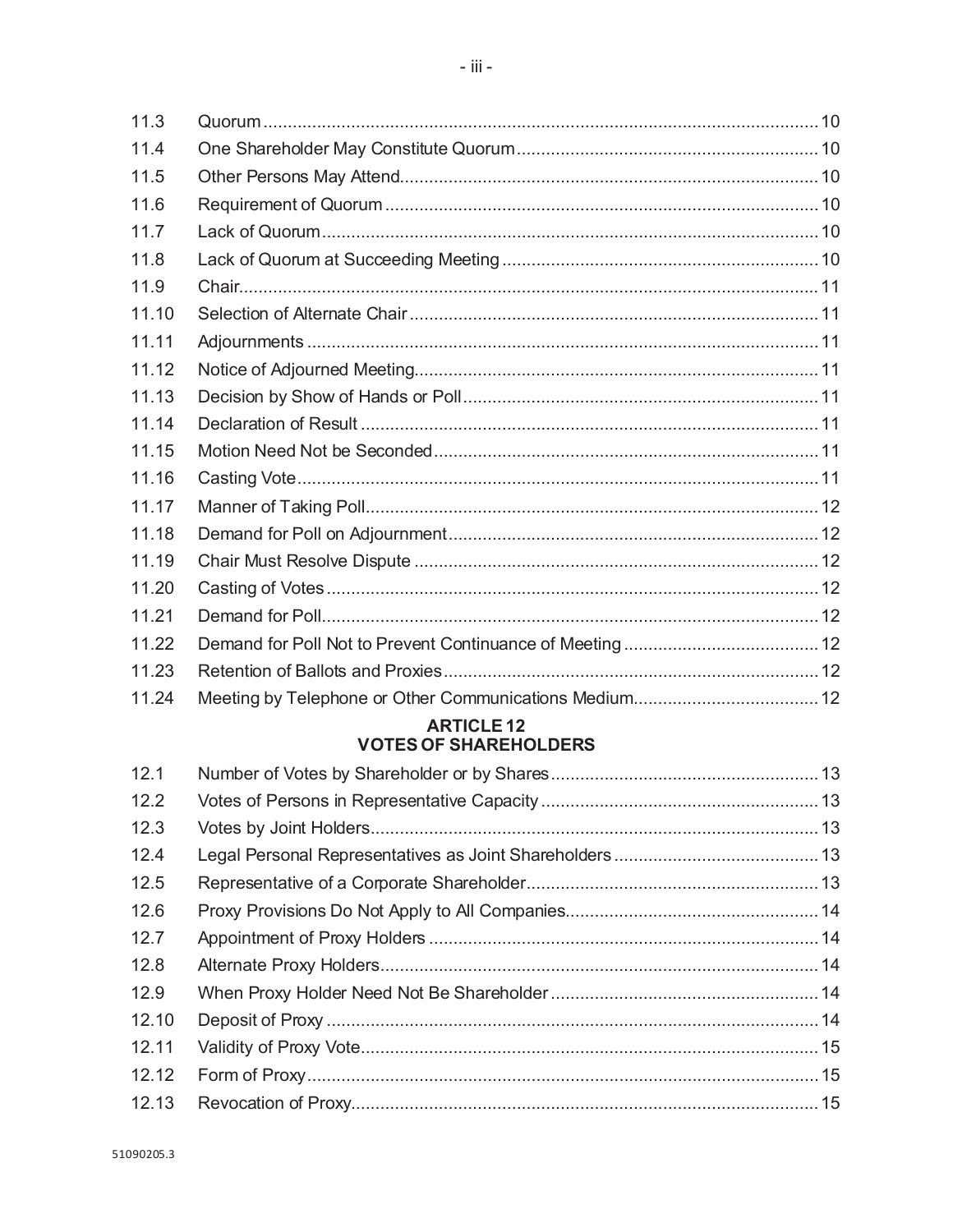| | | |
|---|---|---|
| 11.3 | Quorum | 10 |
| 11.4 | One Shareholder May Constitute Quorum | 10 |
| 11.5 | Other Persons May Attend | 10 |
| 11.6 | Requirement of Quorum | 10 |
| 11.7 | Lack of Quorum | 10 |
| 11.8 | Lack of Quorum at Succeeding Meeting | 10 |
| 11.9 | Chair | 11 |
| 11.10 | Selection of Alternate Chair | 11 |
| 11.11 | Adjournments | 11 |
| 11.12 | Notice of Adjourned Meeting | 11 |
| 11.13 | Decision by Show of Hands or Poll | 11 |
| 11.14 | Declaration of Result | 11 |
| 11.15 | Motion Need Not be Seconded | 11 |
| 11.16 | Casting Vote | 11 |
| 11.17 | Manner of Taking Poll | 12 |
| 11.18 | Demand for Poll on Adjournment | 12 |
| 11.19 | Chair Must Resolve Dispute | 12 |
| 11.20 | Casting of Votes | 12 |
| 11.21 | Demand for Poll | 12 |
| 11.22 | Demand for Poll Not to Prevent Continuance of Meeting | 12 |
| 11.23 | Retention of Ballots and Proxies | 12 |
| 11.24 | Meeting by Telephone or Other Communications Medium | 12 |

**ARTICLE 12**
**VOTES OF SHAREHOLDERS**

| | | |
|---|---|---|
| 12.1 | Number of Votes by Shareholder or by Shares | 13 |
| 12.2 | Votes of Persons in Representative Capacity | 13 |
| 12.3 | Votes by Joint Holders | 13 |
| 12.4 | Legal Personal Representatives as Joint Shareholders | 13 |
| 12.5 | Representative of a Corporate Shareholder | 13 |
| 12.6 | Proxy Provisions Do Not Apply to All Companies | 14 |
| 12.7 | Appointment of Proxy Holders | 14 |
| 12.8 | Alternate Proxy Holders | 14 |
| 12.9 | When Proxy Holder Need Not Be Shareholder | 14 |
| 12.10 | Deposit of Proxy | 14 |
| 12.11 | Validity of Proxy Vote | 15 |
| 12.12 | Form of Proxy | 15 |
| 12.13 | Revocation of Proxy | 15 |

51090205.3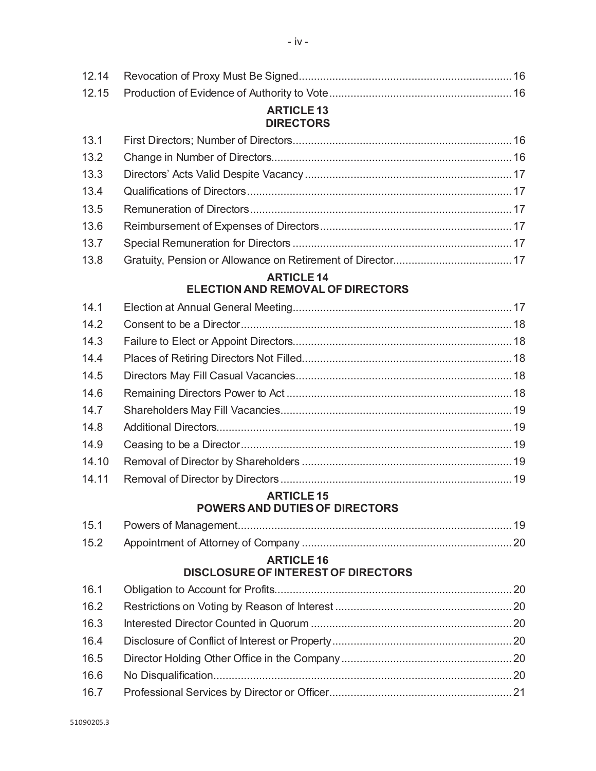| | | |
|---|---|---|
| 12.14 | Revocation of Proxy Must Be Signed | 16 |
| 12.15 | Production of Evidence of Authority to Vote | 16 |

**ARTICLE 13**
**DIRECTORS**

| | | |
|---|---|---|
| 13.1 | First Directors; Number of Directors | 16 |
| 13.2 | Change in Number of Directors | 16 |
| 13.3 | Directors' Acts Valid Despite Vacancy | 17 |
| 13.4 | Qualifications of Directors | 17 |
| 13.5 | Remuneration of Directors | 17 |
| 13.6 | Reimbursement of Expenses of Directors | 17 |
| 13.7 | Special Remuneration for Directors | 17 |
| 13.8 | Gratuity, Pension or Allowance on Retirement of Director | 17 |

**ARTICLE 14**
**ELECTION AND REMOVAL OF DIRECTORS**

| | | |
|---|---|---|
| 14.1 | Election at Annual General Meeting | 17 |
| 14.2 | Consent to be a Director | 18 |
| 14.3 | Failure to Elect or Appoint Directors | 18 |
| 14.4 | Places of Retiring Directors Not Filled | 18 |
| 14.5 | Directors May Fill Casual Vacancies | 18 |
| 14.6 | Remaining Directors Power to Act | 18 |
| 14.7 | Shareholders May Fill Vacancies | 19 |
| 14.8 | Additional Directors | 19 |
| 14.9 | Ceasing to be a Director | 19 |
| 14.10 | Removal of Director by Shareholders | 19 |
| 14.11 | Removal of Director by Directors | 19 |

**ARTICLE 15**
**POWERS AND DUTIES OF DIRECTORS**

| | | |
|---|---|---|
| 15.1 | Powers of Management | 19 |
| 15.2 | Appointment of Attorney of Company | 20 |

**ARTICLE 16**
**DISCLOSURE OF INTEREST OF DIRECTORS**

| | | |
|---|---|---|
| 16.1 | Obligation to Account for Profits | 20 |
| 16.2 | Restrictions on Voting by Reason of Interest | 20 |
| 16.3 | Interested Director Counted in Quorum | 20 |
| 16.4 | Disclosure of Conflict of Interest or Property | 20 |
| 16.5 | Director Holding Other Office in the Company | 20 |
| 16.6 | No Disqualification | 20 |
| 16.7 | Professional Services by Director or Officer | 21 |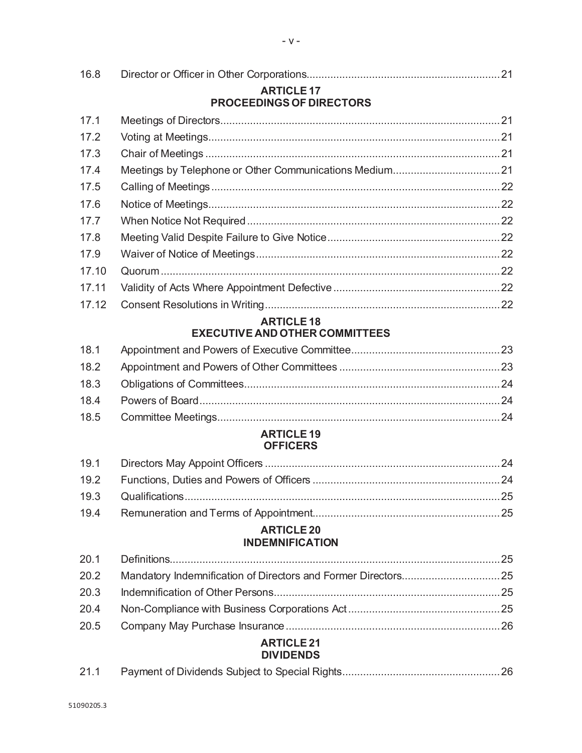| | | |
|---|---|---|
| 16.8 | Director or Officer in Other Corporations | 21 |

**ARTICLE 17**
**PROCEEDINGS OF DIRECTORS**

| | | |
|---|---|---|
| 17.1 | Meetings of Directors | 21 |
| 17.2 | Voting at Meetings | 21 |
| 17.3 | Chair of Meetings | 21 |
| 17.4 | Meetings by Telephone or Other Communications Medium | 21 |
| 17.5 | Calling of Meetings | 22 |
| 17.6 | Notice of Meetings | 22 |
| 17.7 | When Notice Not Required | 22 |
| 17.8 | Meeting Valid Despite Failure to Give Notice | 22 |
| 17.9 | Waiver of Notice of Meetings | 22 |
| 17.10 | Quorum | 22 |
| 17.11 | Validity of Acts Where Appointment Defective | 22 |
| 17.12 | Consent Resolutions in Writing | 22 |

**ARTICLE 18**
**EXECUTIVE AND OTHER COMMITTEES**

| | | |
|---|---|---|
| 18.1 | Appointment and Powers of Executive Committee | 23 |
| 18.2 | Appointment and Powers of Other Committees | 23 |
| 18.3 | Obligations of Committees | 24 |
| 18.4 | Powers of Board | 24 |
| 18.5 | Committee Meetings | 24 |

**ARTICLE 19**
**OFFICERS**

| | | |
|---|---|---|
| 19.1 | Directors May Appoint Officers | 24 |
| 19.2 | Functions, Duties and Powers of Officers | 24 |
| 19.3 | Qualifications | 25 |
| 19.4 | Remuneration and Terms of Appointment | 25 |

**ARTICLE 20**
**INDEMNIFICATION**

| | | |
|---|---|---|
| 20.1 | Definitions | 25 |
| 20.2 | Mandatory Indemnification of Directors and Former Directors | 25 |
| 20.3 | Indemnification of Other Persons | 25 |
| 20.4 | Non-Compliance with Business Corporations Act | 25 |
| 20.5 | Company May Purchase Insurance | 26 |

**ARTICLE 21**
**DIVIDENDS**

| | | |
|---|---|---|
| 21.1 | Payment of Dividends Subject to Special Rights | 26 |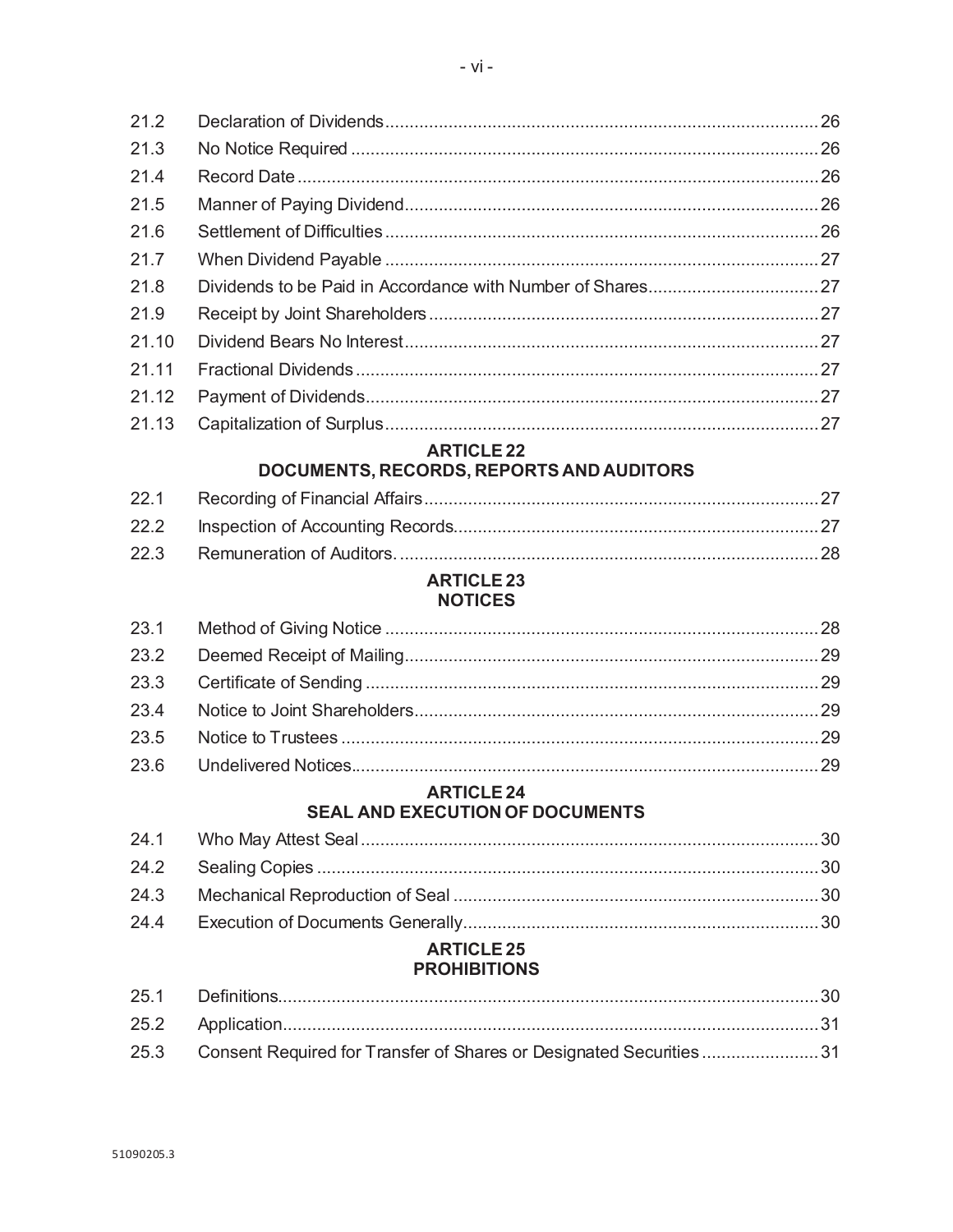| | | |
|---|---|---|
| 21.2 | Declaration of Dividends | 26 |
| 21.3 | No Notice Required | 26 |
| 21.4 | Record Date | 26 |
| 21.5 | Manner of Paying Dividend | 26 |
| 21.6 | Settlement of Difficulties | 26 |
| 21.7 | When Dividend Payable | 27 |
| 21.8 | Dividends to be Paid in Accordance with Number of Shares | 27 |
| 21.9 | Receipt by Joint Shareholders | 27 |
| 21.10 | Dividend Bears No Interest | 27 |
| 21.11 | Fractional Dividends | 27 |
| 21.12 | Payment of Dividends | 27 |
| 21.13 | Capitalization of Surplus | 27 |

**ARTICLE 22**
**DOCUMENTS, RECORDS, REPORTS AND AUDITORS**

| | | |
|---|---|---|
| 22.1 | Recording of Financial Affairs | 27 |
| 22.2 | Inspection of Accounting Records | 27 |
| 22.3 | Remuneration of Auditors. | 28 |

**ARTICLE 23**
**NOTICES**

| | | |
|---|---|---|
| 23.1 | Method of Giving Notice | 28 |
| 23.2 | Deemed Receipt of Mailing | 29 |
| 23.3 | Certificate of Sending | 29 |
| 23.4 | Notice to Joint Shareholders | 29 |
| 23.5 | Notice to Trustees | 29 |
| 23.6 | Undelivered Notices | 29 |

**ARTICLE 24**
**SEAL AND EXECUTION OF DOCUMENTS**

| | | |
|---|---|---|
| 24.1 | Who May Attest Seal | 30 |
| 24.2 | Sealing Copies | 30 |
| 24.3 | Mechanical Reproduction of Seal | 30 |
| 24.4 | Execution of Documents Generally | 30 |

**ARTICLE 25**
**PROHIBITIONS**

| | | |
|---|---|---|
| 25.1 | Definitions | 30 |
| 25.2 | Application | 31 |
| 25.3 | Consent Required for Transfer of Shares or Designated Securities | 31 |

51090205.3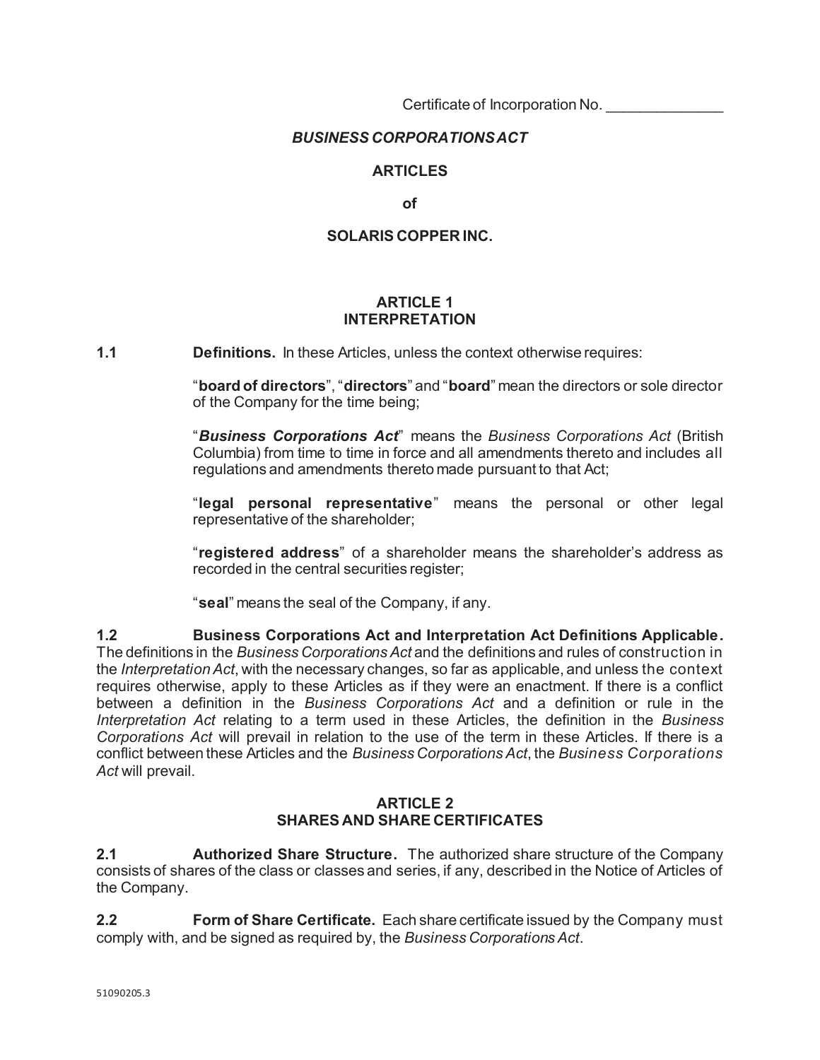Certificate of Incorporation No. ______________

***BUSINESS CORPORATIONS ACT***

**ARTICLES**

**of**

**SOLARIS COPPER INC.**

## ARTICLE 1
## INTERPRETATION

**1.1 Definitions.** In these Articles, unless the context otherwise requires:

"**board of directors**", "**directors**" and "**board**" mean the directors or sole director of the Company for the time being;

"***Business Corporations Act***" means the *Business Corporations Act* (British Columbia) from time to time in force and all amendments thereto and includes all regulations and amendments thereto made pursuant to that Act;

"**legal personal representative**" means the personal or other legal representative of the shareholder;

"**registered address**" of a shareholder means the shareholder's address as recorded in the central securities register;

"**seal**" means the seal of the Company, if any.

**1.2 Business Corporations Act and Interpretation Act Definitions Applicable.** The definitions in the *Business Corporations Act* and the definitions and rules of construction in the *Interpretation Act*, with the necessary changes, so far as applicable, and unless the context requires otherwise, apply to these Articles as if they were an enactment. If there is a conflict between a definition in the *Business Corporations Act* and a definition or rule in the *Interpretation Act* relating to a term used in these Articles, the definition in the *Business Corporations Act* will prevail in relation to the use of the term in these Articles. If there is a conflict between these Articles and the *Business Corporations Act*, the *Business Corporations Act* will prevail.

## ARTICLE 2
## SHARES AND SHARE CERTIFICATES

**2.1 Authorized Share Structure.** The authorized share structure of the Company consists of shares of the class or classes and series, if any, described in the Notice of Articles of the Company.

**2.2 Form of Share Certificate.** Each share certificate issued by the Company must comply with, and be signed as required by, the *Business Corporations Act*.

51090205.3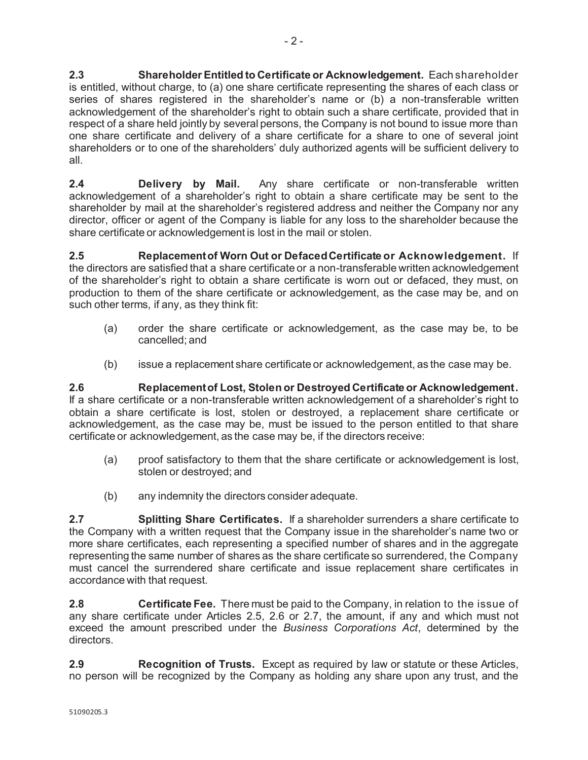**2.3 Shareholder Entitled to Certificate or Acknowledgement.** Each shareholder is entitled, without charge, to (a) one share certificate representing the shares of each class or series of shares registered in the shareholder's name or (b) a non-transferable written acknowledgement of the shareholder's right to obtain such a share certificate, provided that in respect of a share held jointly by several persons, the Company is not bound to issue more than one share certificate and delivery of a share certificate for a share to one of several joint shareholders or to one of the shareholders' duly authorized agents will be sufficient delivery to all.

**2.4 Delivery by Mail.** Any share certificate or non-transferable written acknowledgement of a shareholder's right to obtain a share certificate may be sent to the shareholder by mail at the shareholder's registered address and neither the Company nor any director, officer or agent of the Company is liable for any loss to the shareholder because the share certificate or acknowledgement is lost in the mail or stolen.

**2.5 Replacement of Worn Out or Defaced Certificate or Acknowledgement.** If the directors are satisfied that a share certificate or a non-transferable written acknowledgement of the shareholder's right to obtain a share certificate is worn out or defaced, they must, on production to them of the share certificate or acknowledgement, as the case may be, and on such other terms, if any, as they think fit:

(a) order the share certificate or acknowledgement, as the case may be, to be cancelled; and

(b) issue a replacement share certificate or acknowledgement, as the case may be.

**2.6 Replacement of Lost, Stolen or Destroyed Certificate or Acknowledgement.** If a share certificate or a non-transferable written acknowledgement of a shareholder's right to obtain a share certificate is lost, stolen or destroyed, a replacement share certificate or acknowledgement, as the case may be, must be issued to the person entitled to that share certificate or acknowledgement, as the case may be, if the directors receive:

(a) proof satisfactory to them that the share certificate or acknowledgement is lost, stolen or destroyed; and

(b) any indemnity the directors consider adequate.

**2.7 Splitting Share Certificates.** If a shareholder surrenders a share certificate to the Company with a written request that the Company issue in the shareholder's name two or more share certificates, each representing a specified number of shares and in the aggregate representing the same number of shares as the share certificate so surrendered, the Company must cancel the surrendered share certificate and issue replacement share certificates in accordance with that request.

**2.8 Certificate Fee.** There must be paid to the Company, in relation to the issue of any share certificate under Articles 2.5, 2.6 or 2.7, the amount, if any and which must not exceed the amount prescribed under the *Business Corporations Act*, determined by the directors.

**2.9 Recognition of Trusts.** Except as required by law or statute or these Articles, no person will be recognized by the Company as holding any share upon any trust, and the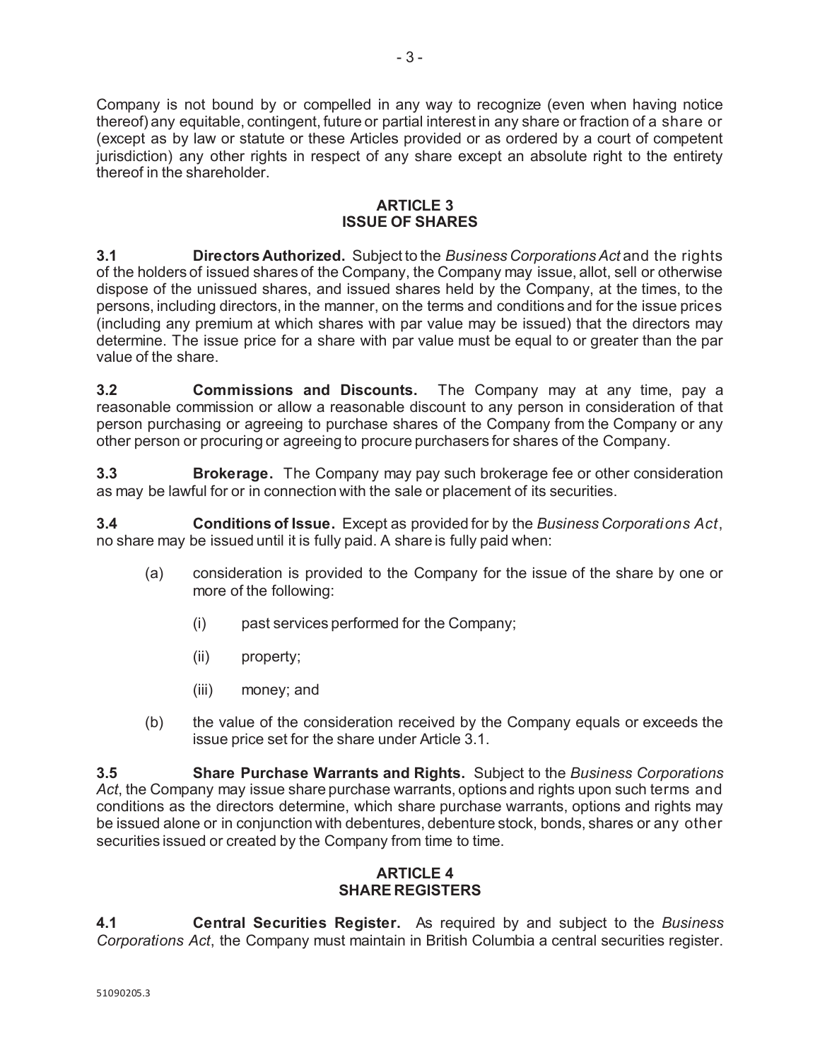Company is not bound by or compelled in any way to recognize (even when having notice thereof) any equitable, contingent, future or partial interest in any share or fraction of a share or (except as by law or statute or these Articles provided or as ordered by a court of competent jurisdiction) any other rights in respect of any share except an absolute right to the entirety thereof in the shareholder.

## ARTICLE 3
## ISSUE OF SHARES

**3.1 Directors Authorized.** Subject to the *Business Corporations Act* and the rights of the holders of issued shares of the Company, the Company may issue, allot, sell or otherwise dispose of the unissued shares, and issued shares held by the Company, at the times, to the persons, including directors, in the manner, on the terms and conditions and for the issue prices (including any premium at which shares with par value may be issued) that the directors may determine. The issue price for a share with par value must be equal to or greater than the par value of the share.

**3.2 Commissions and Discounts.** The Company may at any time, pay a reasonable commission or allow a reasonable discount to any person in consideration of that person purchasing or agreeing to purchase shares of the Company from the Company or any other person or procuring or agreeing to procure purchasers for shares of the Company.

**3.3 Brokerage.** The Company may pay such brokerage fee or other consideration as may be lawful for or in connection with the sale or placement of its securities.

**3.4 Conditions of Issue.** Except as provided for by the *Business Corporations Act*, no share may be issued until it is fully paid. A share is fully paid when:

(a) consideration is provided to the Company for the issue of the share by one or more of the following:

(i) past services performed for the Company;

(ii) property;

(iii) money; and

(b) the value of the consideration received by the Company equals or exceeds the issue price set for the share under Article 3.1.

**3.5 Share Purchase Warrants and Rights.** Subject to the *Business Corporations Act*, the Company may issue share purchase warrants, options and rights upon such terms and conditions as the directors determine, which share purchase warrants, options and rights may be issued alone or in conjunction with debentures, debenture stock, bonds, shares or any other securities issued or created by the Company from time to time.

## ARTICLE 4
## SHARE REGISTERS

**4.1 Central Securities Register.** As required by and subject to the *Business Corporations Act*, the Company must maintain in British Columbia a central securities register.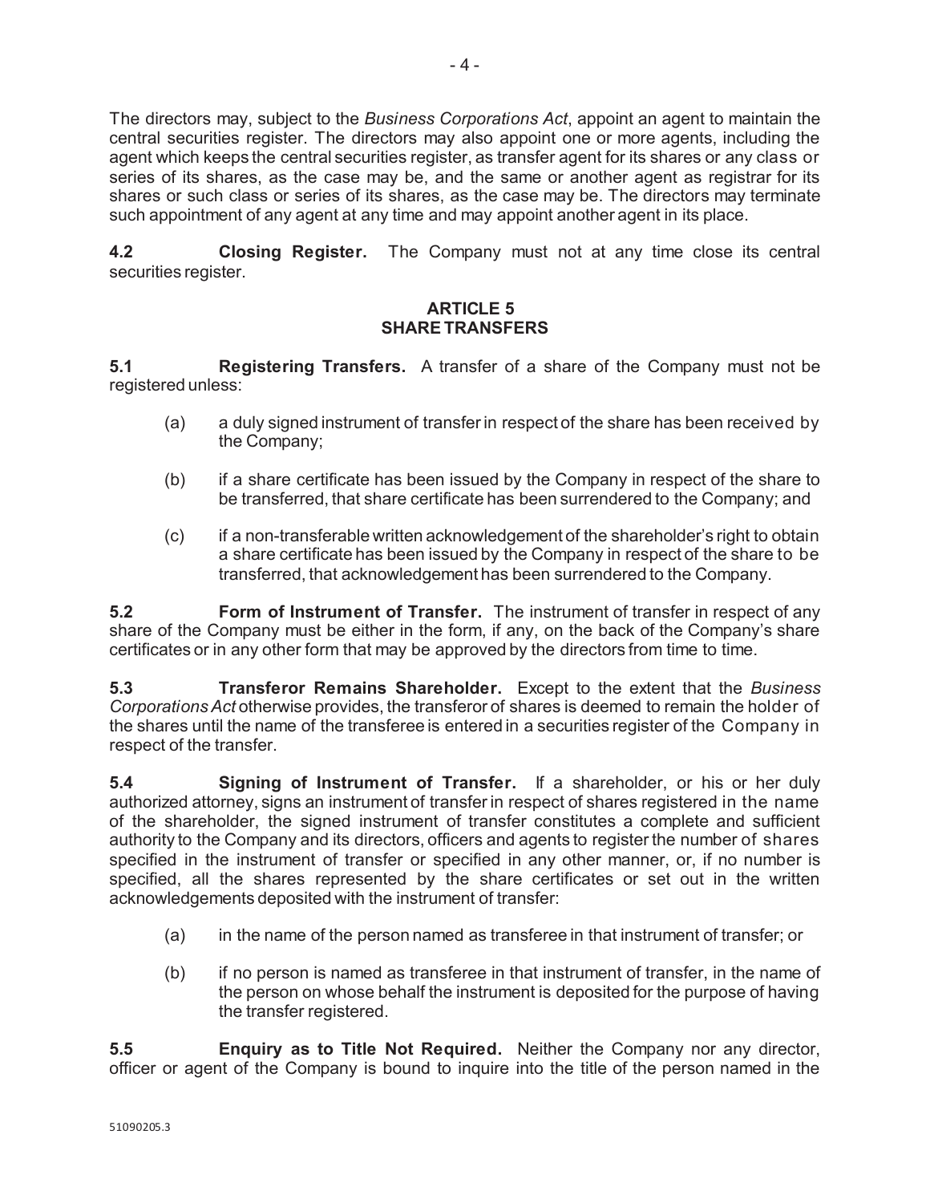The directors may, subject to the *Business Corporations Act*, appoint an agent to maintain the central securities register. The directors may also appoint one or more agents, including the agent which keeps the central securities register, as transfer agent for its shares or any class or series of its shares, as the case may be, and the same or another agent as registrar for its shares or such class or series of its shares, as the case may be. The directors may terminate such appointment of any agent at any time and may appoint another agent in its place.

**4.2 Closing Register.** The Company must not at any time close its central securities register.

## ARTICLE 5
## SHARE TRANSFERS

**5.1 Registering Transfers.** A transfer of a share of the Company must not be registered unless:

(a) a duly signed instrument of transfer in respect of the share has been received by the Company;

(b) if a share certificate has been issued by the Company in respect of the share to be transferred, that share certificate has been surrendered to the Company; and

(c) if a non-transferable written acknowledgement of the shareholder's right to obtain a share certificate has been issued by the Company in respect of the share to be transferred, that acknowledgement has been surrendered to the Company.

**5.2 Form of Instrument of Transfer.** The instrument of transfer in respect of any share of the Company must be either in the form, if any, on the back of the Company's share certificates or in any other form that may be approved by the directors from time to time.

**5.3 Transferor Remains Shareholder.** Except to the extent that the *Business Corporations Act* otherwise provides, the transferor of shares is deemed to remain the holder of the shares until the name of the transferee is entered in a securities register of the Company in respect of the transfer.

**5.4 Signing of Instrument of Transfer.** If a shareholder, or his or her duly authorized attorney, signs an instrument of transfer in respect of shares registered in the name of the shareholder, the signed instrument of transfer constitutes a complete and sufficient authority to the Company and its directors, officers and agents to register the number of shares specified in the instrument of transfer or specified in any other manner, or, if no number is specified, all the shares represented by the share certificates or set out in the written acknowledgements deposited with the instrument of transfer:

(a) in the name of the person named as transferee in that instrument of transfer; or

(b) if no person is named as transferee in that instrument of transfer, in the name of the person on whose behalf the instrument is deposited for the purpose of having the transfer registered.

**5.5 Enquiry as to Title Not Required.** Neither the Company nor any director, officer or agent of the Company is bound to inquire into the title of the person named in the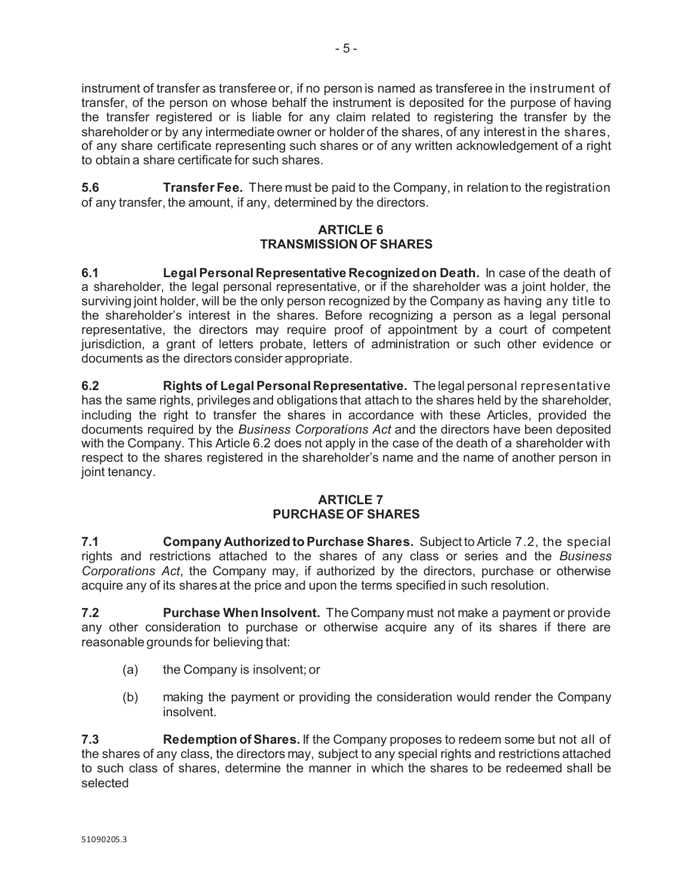instrument of transfer as transferee or, if no person is named as transferee in the instrument of transfer, of the person on whose behalf the instrument is deposited for the purpose of having the transfer registered or is liable for any claim related to registering the transfer by the shareholder or by any intermediate owner or holder of the shares, of any interest in the shares, of any share certificate representing such shares or of any written acknowledgement of a right to obtain a share certificate for such shares.

**5.6 Transfer Fee.** There must be paid to the Company, in relation to the registration of any transfer, the amount, if any, determined by the directors.

## ARTICLE 6
## TRANSMISSION OF SHARES

**6.1 Legal Personal Representative Recognized on Death.** In case of the death of a shareholder, the legal personal representative, or if the shareholder was a joint holder, the surviving joint holder, will be the only person recognized by the Company as having any title to the shareholder's interest in the shares. Before recognizing a person as a legal personal representative, the directors may require proof of appointment by a court of competent jurisdiction, a grant of letters probate, letters of administration or such other evidence or documents as the directors consider appropriate.

**6.2 Rights of Legal Personal Representative.** The legal personal representative has the same rights, privileges and obligations that attach to the shares held by the shareholder, including the right to transfer the shares in accordance with these Articles, provided the documents required by the *Business Corporations Act* and the directors have been deposited with the Company. This Article 6.2 does not apply in the case of the death of a shareholder with respect to the shares registered in the shareholder's name and the name of another person in joint tenancy.

## ARTICLE 7
## PURCHASE OF SHARES

**7.1 Company Authorized to Purchase Shares.** Subject to Article 7.2, the special rights and restrictions attached to the shares of any class or series and the *Business Corporations Act*, the Company may, if authorized by the directors, purchase or otherwise acquire any of its shares at the price and upon the terms specified in such resolution.

**7.2 Purchase When Insolvent.** The Company must not make a payment or provide any other consideration to purchase or otherwise acquire any of its shares if there are reasonable grounds for believing that:

(a) the Company is insolvent; or

(b) making the payment or providing the consideration would render the Company insolvent.

**7.3 Redemption of Shares.** If the Company proposes to redeem some but not all of the shares of any class, the directors may, subject to any special rights and restrictions attached to such class of shares, determine the manner in which the shares to be redeemed shall be selected

51090205.3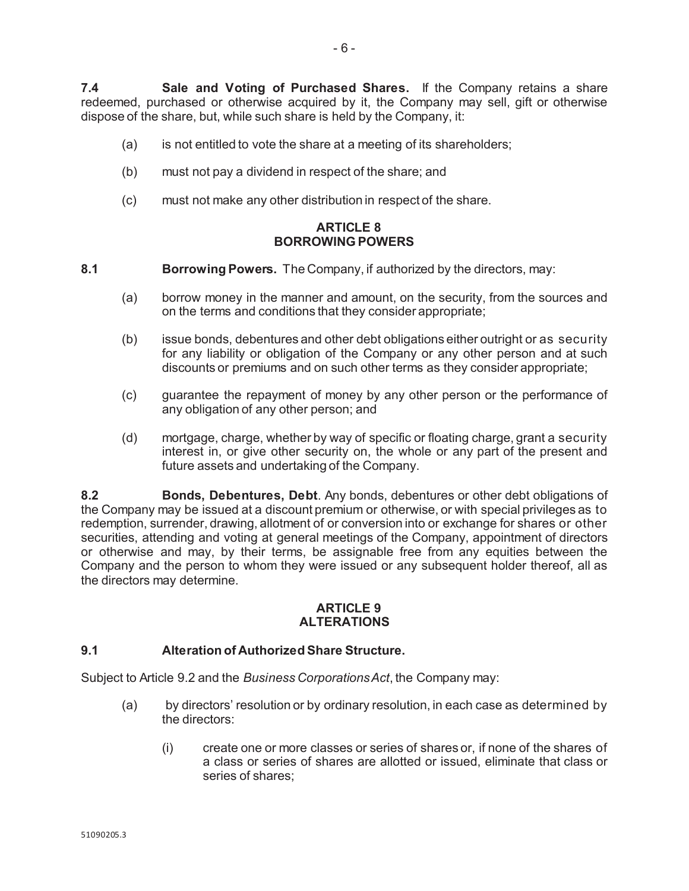**7.4 Sale and Voting of Purchased Shares.** If the Company retains a share redeemed, purchased or otherwise acquired by it, the Company may sell, gift or otherwise dispose of the share, but, while such share is held by the Company, it:

(a) is not entitled to vote the share at a meeting of its shareholders;

(b) must not pay a dividend in respect of the share; and

(c) must not make any other distribution in respect of the share.

## ARTICLE 8
## BORROWING POWERS

**8.1 Borrowing Powers.** The Company, if authorized by the directors, may:

(a) borrow money in the manner and amount, on the security, from the sources and on the terms and conditions that they consider appropriate;

(b) issue bonds, debentures and other debt obligations either outright or as security for any liability or obligation of the Company or any other person and at such discounts or premiums and on such other terms as they consider appropriate;

(c) guarantee the repayment of money by any other person or the performance of any obligation of any other person; and

(d) mortgage, charge, whether by way of specific or floating charge, grant a security interest in, or give other security on, the whole or any part of the present and future assets and undertaking of the Company.

**8.2 Bonds, Debentures, Debt**. Any bonds, debentures or other debt obligations of the Company may be issued at a discount premium or otherwise, or with special privileges as to redemption, surrender, drawing, allotment of or conversion into or exchange for shares or other securities, attending and voting at general meetings of the Company, appointment of directors or otherwise and may, by their terms, be assignable free from any equities between the Company and the person to whom they were issued or any subsequent holder thereof, all as the directors may determine.

## ARTICLE 9
## ALTERATIONS

### 9.1 Alteration of Authorized Share Structure.

Subject to Article 9.2 and the *Business Corporations Act*, the Company may:

(a) by directors' resolution or by ordinary resolution, in each case as determined by the directors:

(i) create one or more classes or series of shares or, if none of the shares of a class or series of shares are allotted or issued, eliminate that class or series of shares;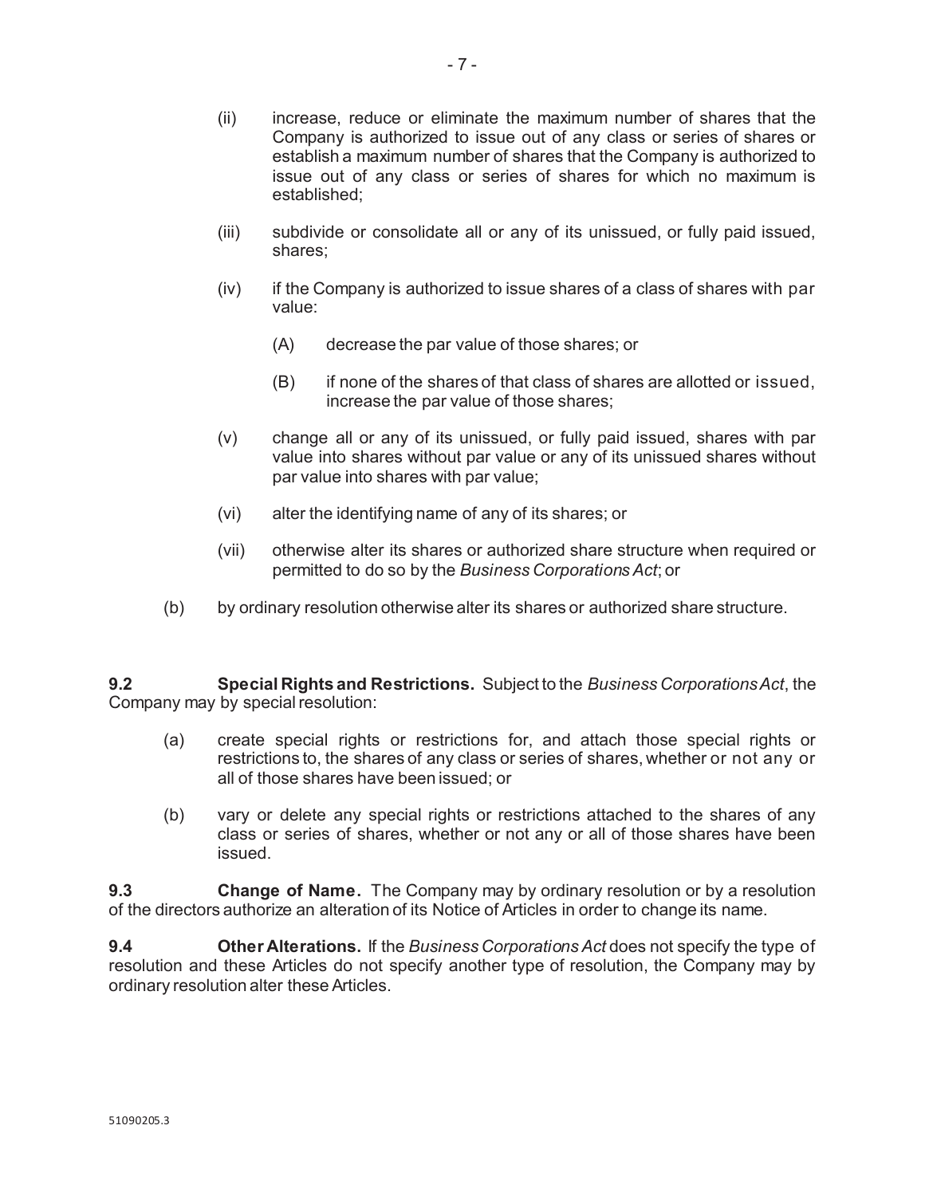(ii) increase, reduce or eliminate the maximum number of shares that the Company is authorized to issue out of any class or series of shares or establish a maximum number of shares that the Company is authorized to issue out of any class or series of shares for which no maximum is established;

(iii) subdivide or consolidate all or any of its unissued, or fully paid issued, shares;

(iv) if the Company is authorized to issue shares of a class of shares with par value:

(A) decrease the par value of those shares; or

(B) if none of the shares of that class of shares are allotted or issued, increase the par value of those shares;

(v) change all or any of its unissued, or fully paid issued, shares with par value into shares without par value or any of its unissued shares without par value into shares with par value;

(vi) alter the identifying name of any of its shares; or

(vii) otherwise alter its shares or authorized share structure when required or permitted to do so by the *Business Corporations Act*; or

(b) by ordinary resolution otherwise alter its shares or authorized share structure.

**9.2 Special Rights and Restrictions.** Subject to the *Business Corporations Act*, the Company may by special resolution:

(a) create special rights or restrictions for, and attach those special rights or restrictions to, the shares of any class or series of shares, whether or not any or all of those shares have been issued; or

(b) vary or delete any special rights or restrictions attached to the shares of any class or series of shares, whether or not any or all of those shares have been issued.

**9.3 Change of Name.** The Company may by ordinary resolution or by a resolution of the directors authorize an alteration of its Notice of Articles in order to change its name.

**9.4 Other Alterations.** If the *Business Corporations Act* does not specify the type of resolution and these Articles do not specify another type of resolution, the Company may by ordinary resolution alter these Articles.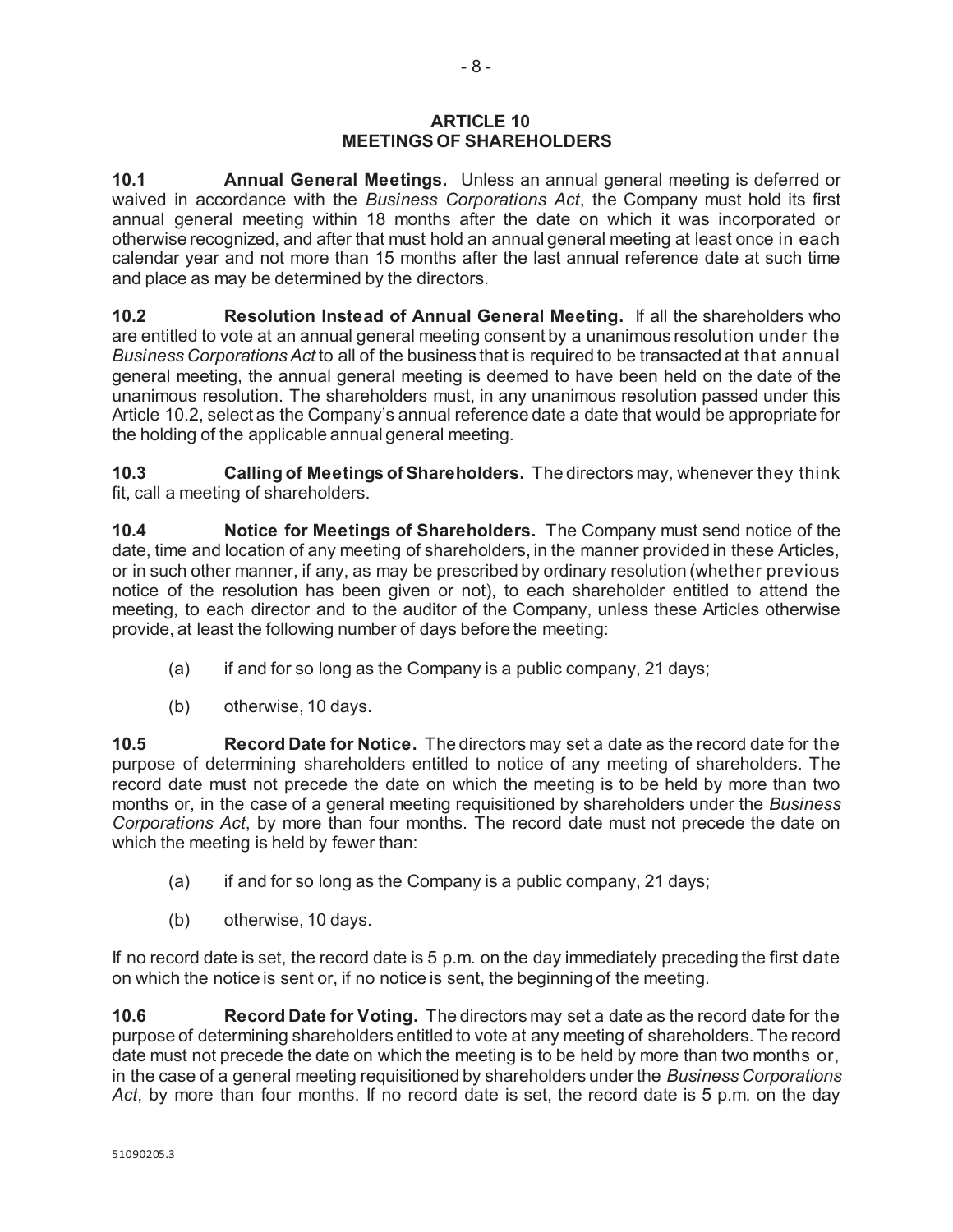## ARTICLE 10
## MEETINGS OF SHAREHOLDERS

**10.1 Annual General Meetings.** Unless an annual general meeting is deferred or waived in accordance with the *Business Corporations Act*, the Company must hold its first annual general meeting within 18 months after the date on which it was incorporated or otherwise recognized, and after that must hold an annual general meeting at least once in each calendar year and not more than 15 months after the last annual reference date at such time and place as may be determined by the directors.

**10.2 Resolution Instead of Annual General Meeting.** If all the shareholders who are entitled to vote at an annual general meeting consent by a unanimous resolution under the *Business Corporations Act* to all of the business that is required to be transacted at that annual general meeting, the annual general meeting is deemed to have been held on the date of the unanimous resolution. The shareholders must, in any unanimous resolution passed under this Article 10.2, select as the Company's annual reference date a date that would be appropriate for the holding of the applicable annual general meeting.

**10.3 Calling of Meetings of Shareholders.** The directors may, whenever they think fit, call a meeting of shareholders.

**10.4 Notice for Meetings of Shareholders.** The Company must send notice of the date, time and location of any meeting of shareholders, in the manner provided in these Articles, or in such other manner, if any, as may be prescribed by ordinary resolution (whether previous notice of the resolution has been given or not), to each shareholder entitled to attend the meeting, to each director and to the auditor of the Company, unless these Articles otherwise provide, at least the following number of days before the meeting:

(a) if and for so long as the Company is a public company, 21 days;

(b) otherwise, 10 days.

**10.5 Record Date for Notice.** The directors may set a date as the record date for the purpose of determining shareholders entitled to notice of any meeting of shareholders. The record date must not precede the date on which the meeting is to be held by more than two months or, in the case of a general meeting requisitioned by shareholders under the *Business Corporations Act*, by more than four months. The record date must not precede the date on which the meeting is held by fewer than:

(a) if and for so long as the Company is a public company, 21 days;

(b) otherwise, 10 days.

If no record date is set, the record date is 5 p.m. on the day immediately preceding the first date on which the notice is sent or, if no notice is sent, the beginning of the meeting.

**10.6 Record Date for Voting.** The directors may set a date as the record date for the purpose of determining shareholders entitled to vote at any meeting of shareholders. The record date must not precede the date on which the meeting is to be held by more than two months or, in the case of a general meeting requisitioned by shareholders under the *Business Corporations Act*, by more than four months. If no record date is set, the record date is 5 p.m. on the day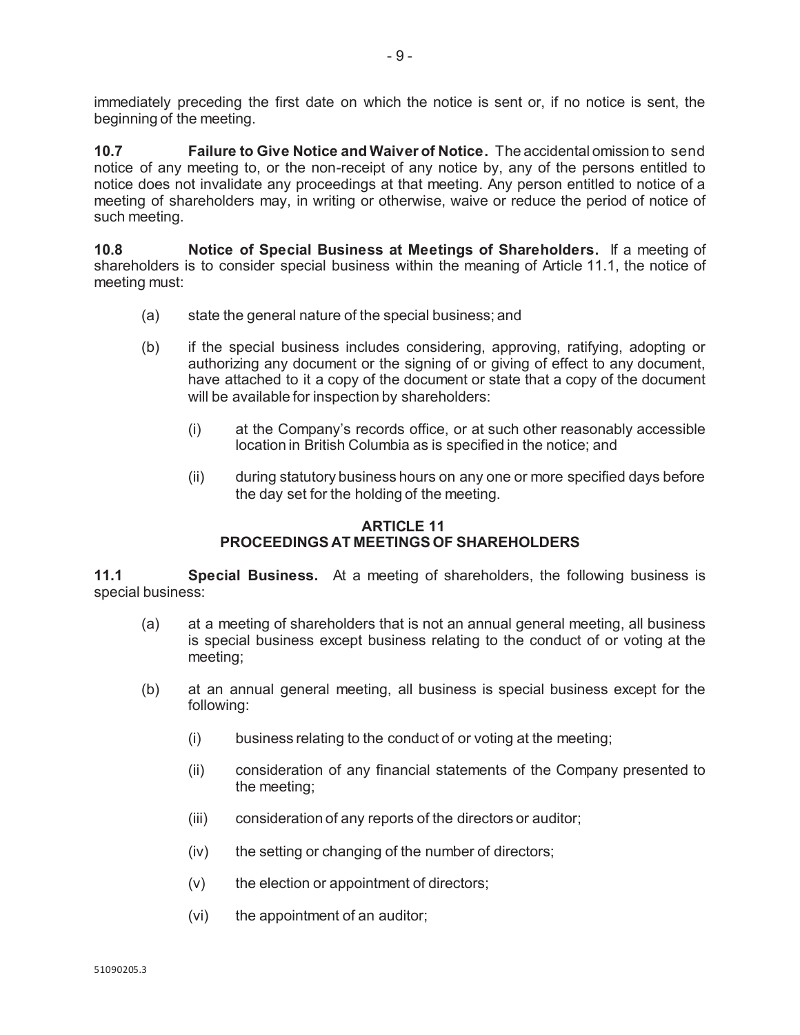immediately preceding the first date on which the notice is sent or, if no notice is sent, the beginning of the meeting.

**10.7 Failure to Give Notice and Waiver of Notice.** The accidental omission to send notice of any meeting to, or the non-receipt of any notice by, any of the persons entitled to notice does not invalidate any proceedings at that meeting. Any person entitled to notice of a meeting of shareholders may, in writing or otherwise, waive or reduce the period of notice of such meeting.

**10.8 Notice of Special Business at Meetings of Shareholders.** If a meeting of shareholders is to consider special business within the meaning of Article 11.1, the notice of meeting must:

(a) state the general nature of the special business; and

(b) if the special business includes considering, approving, ratifying, adopting or authorizing any document or the signing of or giving of effect to any document, have attached to it a copy of the document or state that a copy of the document will be available for inspection by shareholders:

(i) at the Company's records office, or at such other reasonably accessible location in British Columbia as is specified in the notice; and

(ii) during statutory business hours on any one or more specified days before the day set for the holding of the meeting.

## ARTICLE 11
## PROCEEDINGS AT MEETINGS OF SHAREHOLDERS

**11.1 Special Business.** At a meeting of shareholders, the following business is special business:

(a) at a meeting of shareholders that is not an annual general meeting, all business is special business except business relating to the conduct of or voting at the meeting;

(b) at an annual general meeting, all business is special business except for the following:

(i) business relating to the conduct of or voting at the meeting;

(ii) consideration of any financial statements of the Company presented to the meeting;

(iii) consideration of any reports of the directors or auditor;

(iv) the setting or changing of the number of directors;

(v) the election or appointment of directors;

(vi) the appointment of an auditor;

51090205.3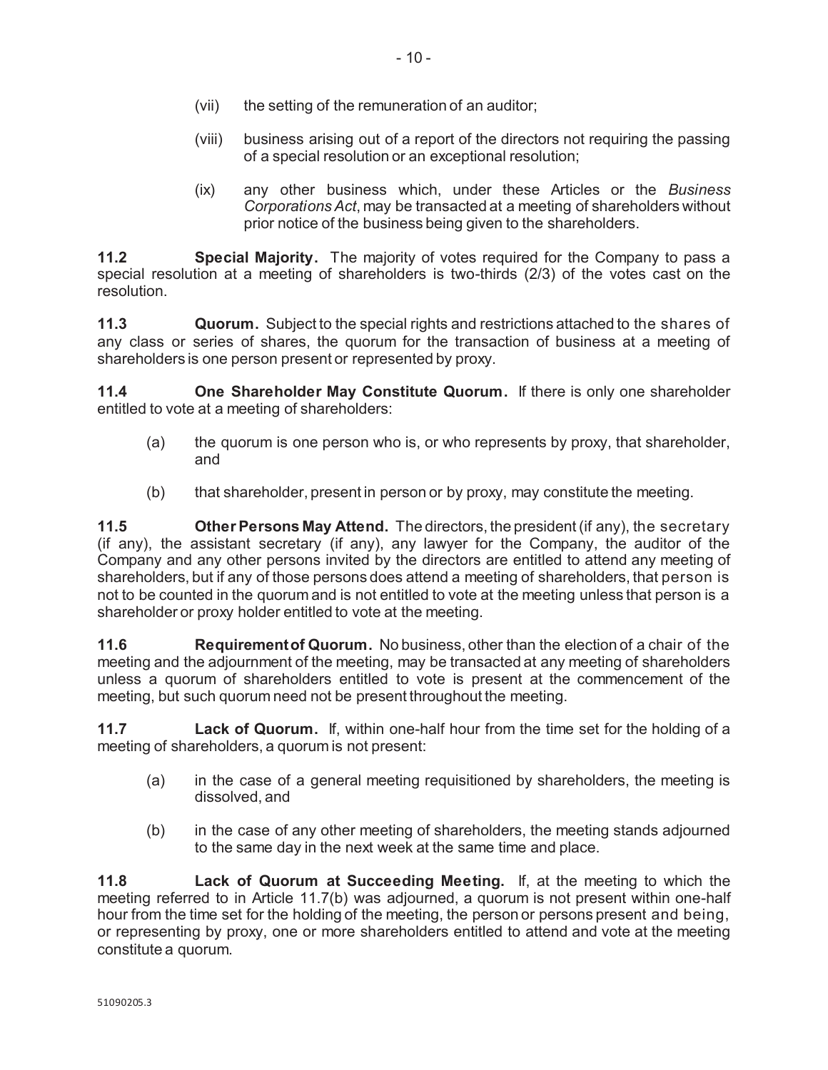(vii) the setting of the remuneration of an auditor;

(viii) business arising out of a report of the directors not requiring the passing of a special resolution or an exceptional resolution;

(ix) any other business which, under these Articles or the *Business Corporations Act*, may be transacted at a meeting of shareholders without prior notice of the business being given to the shareholders.

**11.2 Special Majority.** The majority of votes required for the Company to pass a special resolution at a meeting of shareholders is two-thirds (2/3) of the votes cast on the resolution.

**11.3 Quorum.** Subject to the special rights and restrictions attached to the shares of any class or series of shares, the quorum for the transaction of business at a meeting of shareholders is one person present or represented by proxy.

**11.4 One Shareholder May Constitute Quorum.** If there is only one shareholder entitled to vote at a meeting of shareholders:

(a) the quorum is one person who is, or who represents by proxy, that shareholder, and

(b) that shareholder, present in person or by proxy, may constitute the meeting.

**11.5 Other Persons May Attend.** The directors, the president (if any), the secretary (if any), the assistant secretary (if any), any lawyer for the Company, the auditor of the Company and any other persons invited by the directors are entitled to attend any meeting of shareholders, but if any of those persons does attend a meeting of shareholders, that person is not to be counted in the quorum and is not entitled to vote at the meeting unless that person is a shareholder or proxy holder entitled to vote at the meeting.

**11.6 Requirement of Quorum.** No business, other than the election of a chair of the meeting and the adjournment of the meeting, may be transacted at any meeting of shareholders unless a quorum of shareholders entitled to vote is present at the commencement of the meeting, but such quorum need not be present throughout the meeting.

**11.7 Lack of Quorum.** If, within one-half hour from the time set for the holding of a meeting of shareholders, a quorum is not present:

(a) in the case of a general meeting requisitioned by shareholders, the meeting is dissolved, and

(b) in the case of any other meeting of shareholders, the meeting stands adjourned to the same day in the next week at the same time and place.

**11.8 Lack of Quorum at Succeeding Meeting.** If, at the meeting to which the meeting referred to in Article 11.7(b) was adjourned, a quorum is not present within one-half hour from the time set for the holding of the meeting, the person or persons present and being, or representing by proxy, one or more shareholders entitled to attend and vote at the meeting constitute a quorum.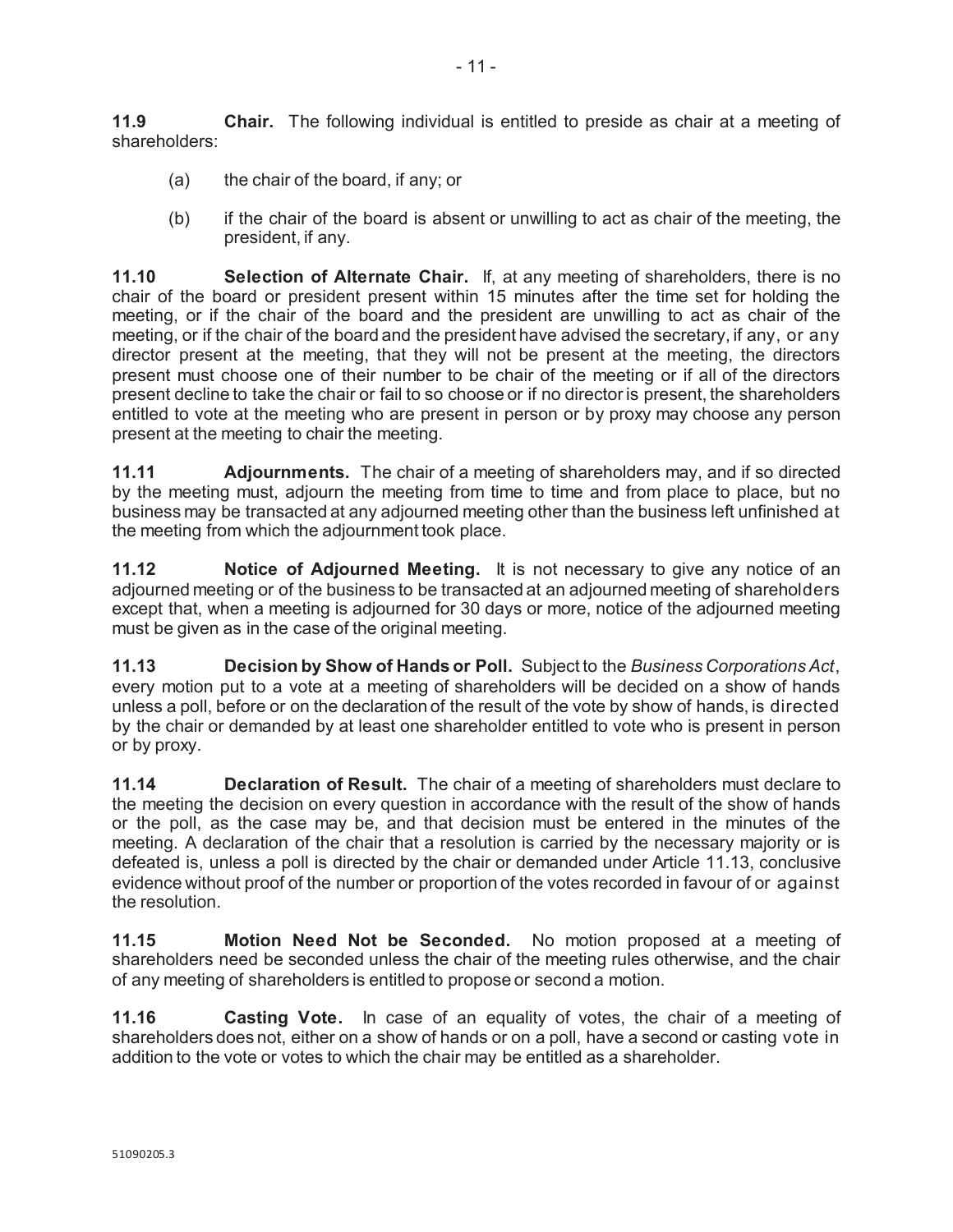**11.9 Chair.** The following individual is entitled to preside as chair at a meeting of shareholders:

(a) the chair of the board, if any; or

(b) if the chair of the board is absent or unwilling to act as chair of the meeting, the president, if any.

**11.10 Selection of Alternate Chair.** If, at any meeting of shareholders, there is no chair of the board or president present within 15 minutes after the time set for holding the meeting, or if the chair of the board and the president are unwilling to act as chair of the meeting, or if the chair of the board and the president have advised the secretary, if any, or any director present at the meeting, that they will not be present at the meeting, the directors present must choose one of their number to be chair of the meeting or if all of the directors present decline to take the chair or fail to so choose or if no director is present, the shareholders entitled to vote at the meeting who are present in person or by proxy may choose any person present at the meeting to chair the meeting.

**11.11 Adjournments.** The chair of a meeting of shareholders may, and if so directed by the meeting must, adjourn the meeting from time to time and from place to place, but no business may be transacted at any adjourned meeting other than the business left unfinished at the meeting from which the adjournment took place.

**11.12 Notice of Adjourned Meeting.** It is not necessary to give any notice of an adjourned meeting or of the business to be transacted at an adjourned meeting of shareholders except that, when a meeting is adjourned for 30 days or more, notice of the adjourned meeting must be given as in the case of the original meeting.

**11.13 Decision by Show of Hands or Poll.** Subject to the *Business Corporations Act*, every motion put to a vote at a meeting of shareholders will be decided on a show of hands unless a poll, before or on the declaration of the result of the vote by show of hands, is directed by the chair or demanded by at least one shareholder entitled to vote who is present in person or by proxy.

**11.14 Declaration of Result.** The chair of a meeting of shareholders must declare to the meeting the decision on every question in accordance with the result of the show of hands or the poll, as the case may be, and that decision must be entered in the minutes of the meeting. A declaration of the chair that a resolution is carried by the necessary majority or is defeated is, unless a poll is directed by the chair or demanded under Article 11.13, conclusive evidence without proof of the number or proportion of the votes recorded in favour of or against the resolution.

**11.15 Motion Need Not be Seconded.** No motion proposed at a meeting of shareholders need be seconded unless the chair of the meeting rules otherwise, and the chair of any meeting of shareholders is entitled to propose or second a motion.

**11.16 Casting Vote.** In case of an equality of votes, the chair of a meeting of shareholders does not, either on a show of hands or on a poll, have a second or casting vote in addition to the vote or votes to which the chair may be entitled as a shareholder.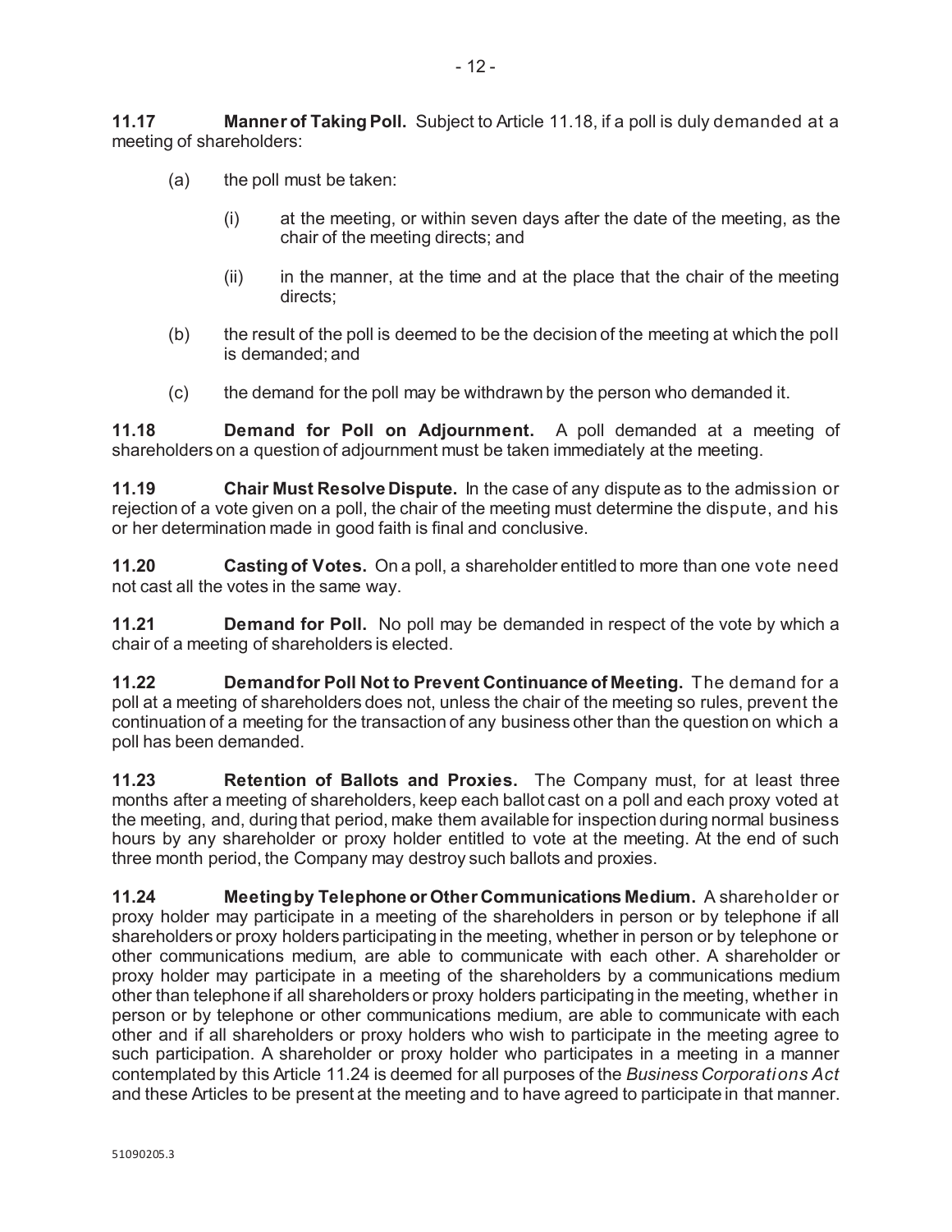**11.17 Manner of Taking Poll.** Subject to Article 11.18, if a poll is duly demanded at a meeting of shareholders:

(a) the poll must be taken:

(i) at the meeting, or within seven days after the date of the meeting, as the chair of the meeting directs; and

(ii) in the manner, at the time and at the place that the chair of the meeting directs;

(b) the result of the poll is deemed to be the decision of the meeting at which the poll is demanded; and

(c) the demand for the poll may be withdrawn by the person who demanded it.

**11.18 Demand for Poll on Adjournment.** A poll demanded at a meeting of shareholders on a question of adjournment must be taken immediately at the meeting.

**11.19 Chair Must Resolve Dispute.** In the case of any dispute as to the admission or rejection of a vote given on a poll, the chair of the meeting must determine the dispute, and his or her determination made in good faith is final and conclusive.

**11.20 Casting of Votes.** On a poll, a shareholder entitled to more than one vote need not cast all the votes in the same way.

**11.21 Demand for Poll.** No poll may be demanded in respect of the vote by which a chair of a meeting of shareholders is elected.

**11.22 Demand for Poll Not to Prevent Continuance of Meeting.** The demand for a poll at a meeting of shareholders does not, unless the chair of the meeting so rules, prevent the continuation of a meeting for the transaction of any business other than the question on which a poll has been demanded.

**11.23 Retention of Ballots and Proxies.** The Company must, for at least three months after a meeting of shareholders, keep each ballot cast on a poll and each proxy voted at the meeting, and, during that period, make them available for inspection during normal business hours by any shareholder or proxy holder entitled to vote at the meeting. At the end of such three month period, the Company may destroy such ballots and proxies.

**11.24 Meeting by Telephone or Other Communications Medium.** A shareholder or proxy holder may participate in a meeting of the shareholders in person or by telephone if all shareholders or proxy holders participating in the meeting, whether in person or by telephone or other communications medium, are able to communicate with each other. A shareholder or proxy holder may participate in a meeting of the shareholders by a communications medium other than telephone if all shareholders or proxy holders participating in the meeting, whether in person or by telephone or other communications medium, are able to communicate with each other and if all shareholders or proxy holders who wish to participate in the meeting agree to such participation. A shareholder or proxy holder who participates in a meeting in a manner contemplated by this Article 11.24 is deemed for all purposes of the *Business Corporations Act* and these Articles to be present at the meeting and to have agreed to participate in that manner.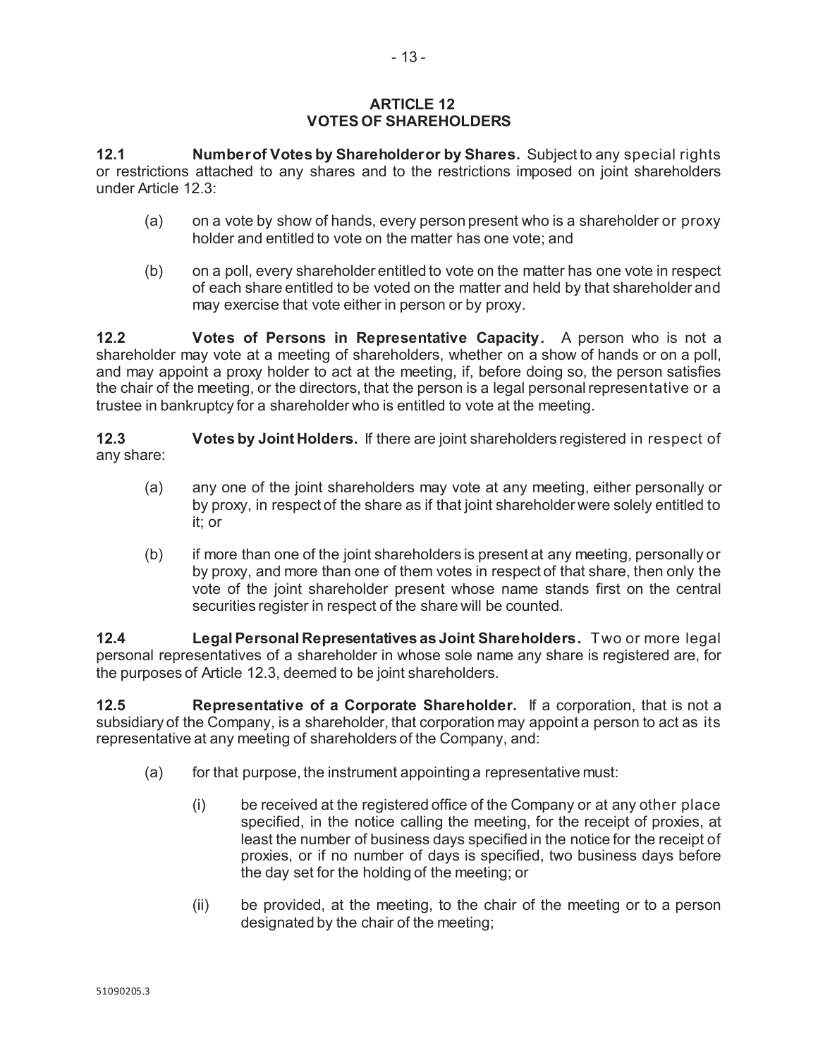## ARTICLE 12
## VOTES OF SHAREHOLDERS

**12.1 Number of Votes by Shareholder or by Shares.** Subject to any special rights or restrictions attached to any shares and to the restrictions imposed on joint shareholders under Article 12.3:

(a) on a vote by show of hands, every person present who is a shareholder or proxy holder and entitled to vote on the matter has one vote; and

(b) on a poll, every shareholder entitled to vote on the matter has one vote in respect of each share entitled to be voted on the matter and held by that shareholder and may exercise that vote either in person or by proxy.

**12.2 Votes of Persons in Representative Capacity.** A person who is not a shareholder may vote at a meeting of shareholders, whether on a show of hands or on a poll, and may appoint a proxy holder to act at the meeting, if, before doing so, the person satisfies the chair of the meeting, or the directors, that the person is a legal personal representative or a trustee in bankruptcy for a shareholder who is entitled to vote at the meeting.

**12.3 Votes by Joint Holders.** If there are joint shareholders registered in respect of any share:

(a) any one of the joint shareholders may vote at any meeting, either personally or by proxy, in respect of the share as if that joint shareholder were solely entitled to it; or

(b) if more than one of the joint shareholders is present at any meeting, personally or by proxy, and more than one of them votes in respect of that share, then only the vote of the joint shareholder present whose name stands first on the central securities register in respect of the share will be counted.

**12.4 Legal Personal Representatives as Joint Shareholders.** Two or more legal personal representatives of a shareholder in whose sole name any share is registered are, for the purposes of Article 12.3, deemed to be joint shareholders.

**12.5 Representative of a Corporate Shareholder.** If a corporation, that is not a subsidiary of the Company, is a shareholder, that corporation may appoint a person to act as its representative at any meeting of shareholders of the Company, and:

(a) for that purpose, the instrument appointing a representative must:

(i) be received at the registered office of the Company or at any other place specified, in the notice calling the meeting, for the receipt of proxies, at least the number of business days specified in the notice for the receipt of proxies, or if no number of days is specified, two business days before the day set for the holding of the meeting; or

(ii) be provided, at the meeting, to the chair of the meeting or to a person designated by the chair of the meeting;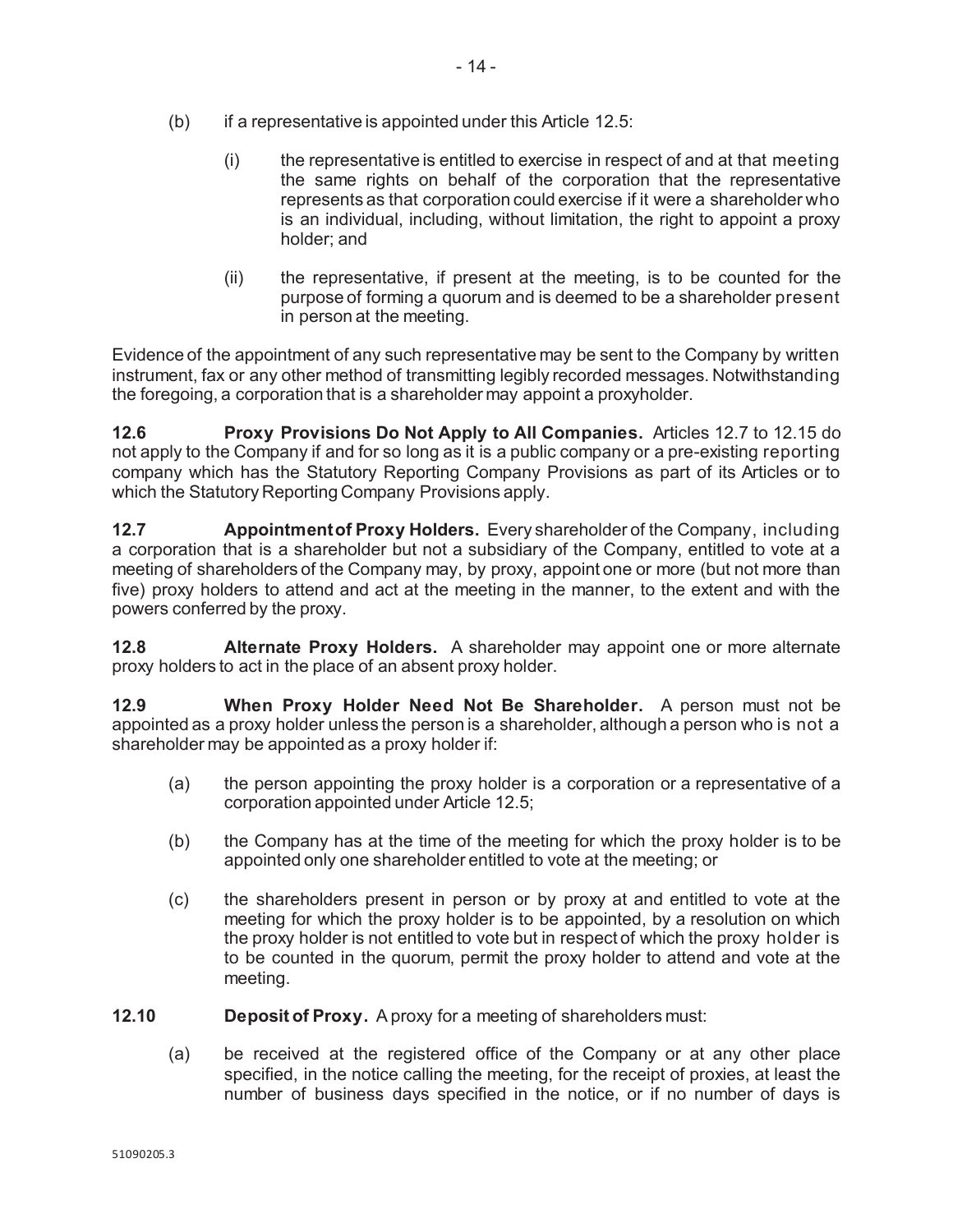(b) if a representative is appointed under this Article 12.5:

   (i) the representative is entitled to exercise in respect of and at that meeting the same rights on behalf of the corporation that the representative represents as that corporation could exercise if it were a shareholder who is an individual, including, without limitation, the right to appoint a proxy holder; and

   (ii) the representative, if present at the meeting, is to be counted for the purpose of forming a quorum and is deemed to be a shareholder present in person at the meeting.

Evidence of the appointment of any such representative may be sent to the Company by written instrument, fax or any other method of transmitting legibly recorded messages. Notwithstanding the foregoing, a corporation that is a shareholder may appoint a proxyholder.

**12.6 Proxy Provisions Do Not Apply to All Companies.** Articles 12.7 to 12.15 do not apply to the Company if and for so long as it is a public company or a pre-existing reporting company which has the Statutory Reporting Company Provisions as part of its Articles or to which the Statutory Reporting Company Provisions apply.

**12.7 Appointment of Proxy Holders.** Every shareholder of the Company, including a corporation that is a shareholder but not a subsidiary of the Company, entitled to vote at a meeting of shareholders of the Company may, by proxy, appoint one or more (but not more than five) proxy holders to attend and act at the meeting in the manner, to the extent and with the powers conferred by the proxy.

**12.8 Alternate Proxy Holders.** A shareholder may appoint one or more alternate proxy holders to act in the place of an absent proxy holder.

**12.9 When Proxy Holder Need Not Be Shareholder.** A person must not be appointed as a proxy holder unless the person is a shareholder, although a person who is not a shareholder may be appointed as a proxy holder if:

(a) the person appointing the proxy holder is a corporation or a representative of a corporation appointed under Article 12.5;

(b) the Company has at the time of the meeting for which the proxy holder is to be appointed only one shareholder entitled to vote at the meeting; or

(c) the shareholders present in person or by proxy at and entitled to vote at the meeting for which the proxy holder is to be appointed, by a resolution on which the proxy holder is not entitled to vote but in respect of which the proxy holder is to be counted in the quorum, permit the proxy holder to attend and vote at the meeting.

**12.10 Deposit of Proxy.** A proxy for a meeting of shareholders must:

(a) be received at the registered office of the Company or at any other place specified, in the notice calling the meeting, for the receipt of proxies, at least the number of business days specified in the notice, or if no number of days is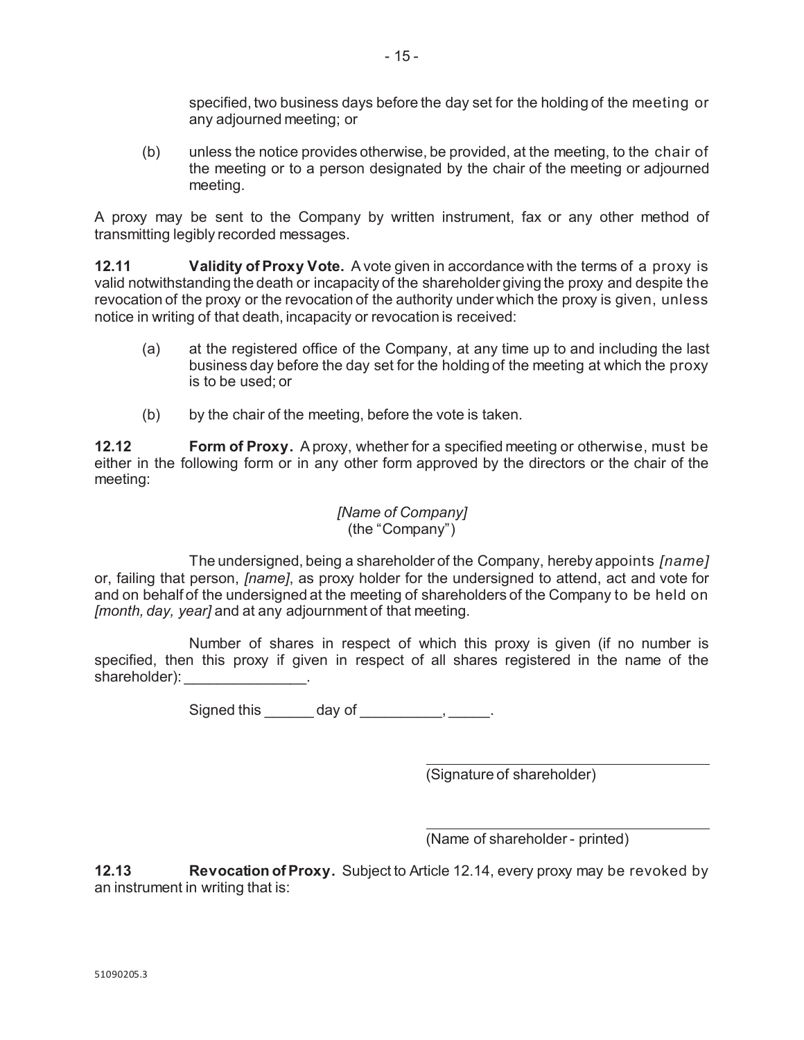specified, two business days before the day set for the holding of the meeting or any adjourned meeting; or

(b) unless the notice provides otherwise, be provided, at the meeting, to the chair of the meeting or to a person designated by the chair of the meeting or adjourned meeting.

A proxy may be sent to the Company by written instrument, fax or any other method of transmitting legibly recorded messages.

**12.11 Validity of Proxy Vote.** A vote given in accordance with the terms of a proxy is valid notwithstanding the death or incapacity of the shareholder giving the proxy and despite the revocation of the proxy or the revocation of the authority under which the proxy is given, unless notice in writing of that death, incapacity or revocation is received:

(a) at the registered office of the Company, at any time up to and including the last business day before the day set for the holding of the meeting at which the proxy is to be used; or

(b) by the chair of the meeting, before the vote is taken.

**12.12 Form of Proxy.** A proxy, whether for a specified meeting or otherwise, must be either in the following form or in any other form approved by the directors or the chair of the meeting:

*[Name of Company]*
(the "Company")

The undersigned, being a shareholder of the Company, hereby appoints *[name]* or, failing that person, *[name]*, as proxy holder for the undersigned to attend, act and vote for and on behalf of the undersigned at the meeting of shareholders of the Company to be held on *[month, day, year]* and at any adjournment of that meeting.

Number of shares in respect of which this proxy is given (if no number is specified, then this proxy if given in respect of all shares registered in the name of the shareholder): _______________.

Signed this ______ day of __________, _____.

_______________________________
(Signature of shareholder)

_______________________________
(Name of shareholder - printed)

**12.13 Revocation of Proxy.** Subject to Article 12.14, every proxy may be revoked by an instrument in writing that is: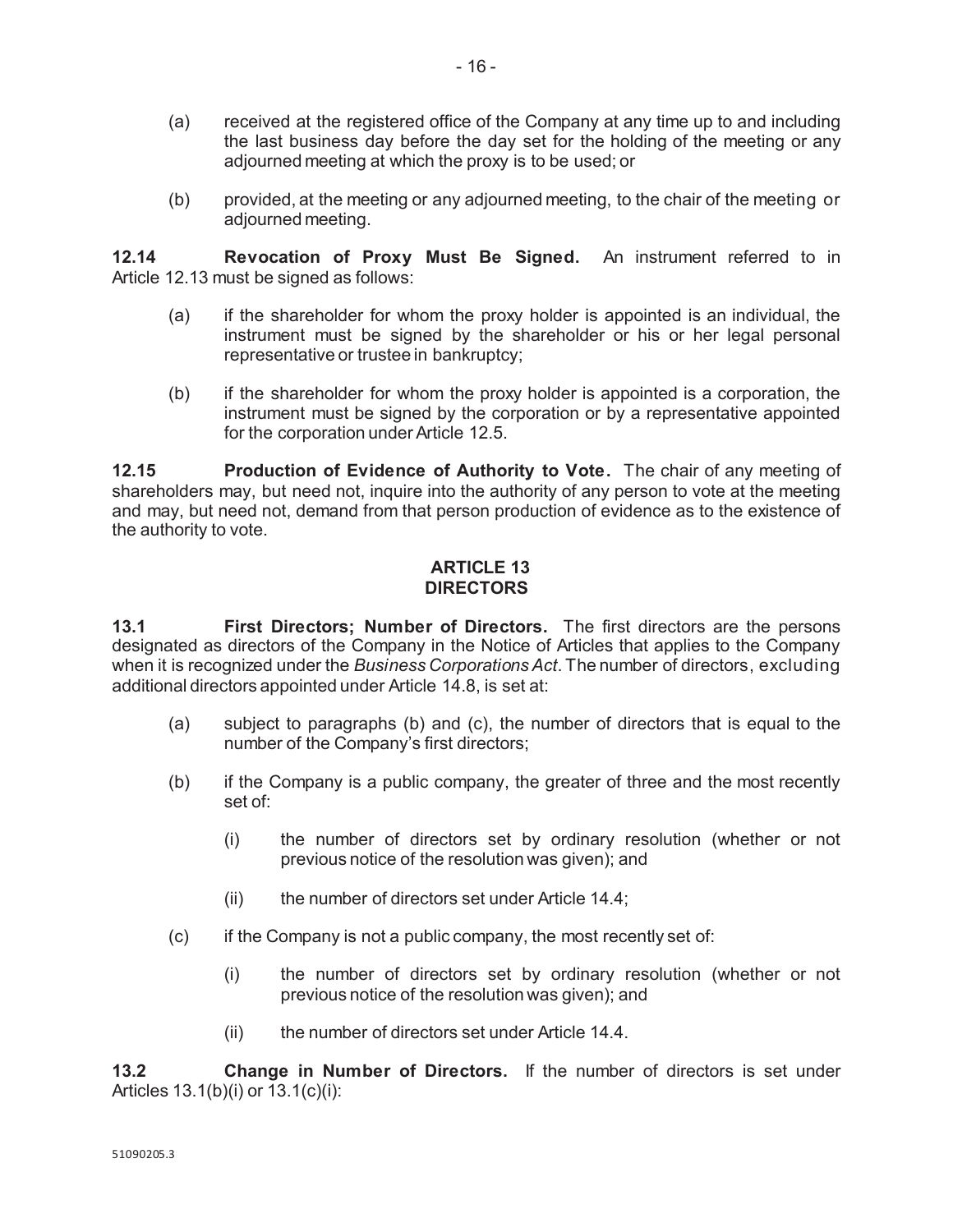(a) received at the registered office of the Company at any time up to and including the last business day before the day set for the holding of the meeting or any adjourned meeting at which the proxy is to be used; or

(b) provided, at the meeting or any adjourned meeting, to the chair of the meeting or adjourned meeting.

**12.14 Revocation of Proxy Must Be Signed.** An instrument referred to in Article 12.13 must be signed as follows:

(a) if the shareholder for whom the proxy holder is appointed is an individual, the instrument must be signed by the shareholder or his or her legal personal representative or trustee in bankruptcy;

(b) if the shareholder for whom the proxy holder is appointed is a corporation, the instrument must be signed by the corporation or by a representative appointed for the corporation under Article 12.5.

**12.15 Production of Evidence of Authority to Vote.** The chair of any meeting of shareholders may, but need not, inquire into the authority of any person to vote at the meeting and may, but need not, demand from that person production of evidence as to the existence of the authority to vote.

## ARTICLE 13
## DIRECTORS

**13.1 First Directors; Number of Directors.** The first directors are the persons designated as directors of the Company in the Notice of Articles that applies to the Company when it is recognized under the *Business Corporations Act*. The number of directors, excluding additional directors appointed under Article 14.8, is set at:

(a) subject to paragraphs (b) and (c), the number of directors that is equal to the number of the Company's first directors;

(b) if the Company is a public company, the greater of three and the most recently set of:

(i) the number of directors set by ordinary resolution (whether or not previous notice of the resolution was given); and

(ii) the number of directors set under Article 14.4;

(c) if the Company is not a public company, the most recently set of:

(i) the number of directors set by ordinary resolution (whether or not previous notice of the resolution was given); and

(ii) the number of directors set under Article 14.4.

**13.2 Change in Number of Directors.** If the number of directors is set under Articles 13.1(b)(i) or 13.1(c)(i):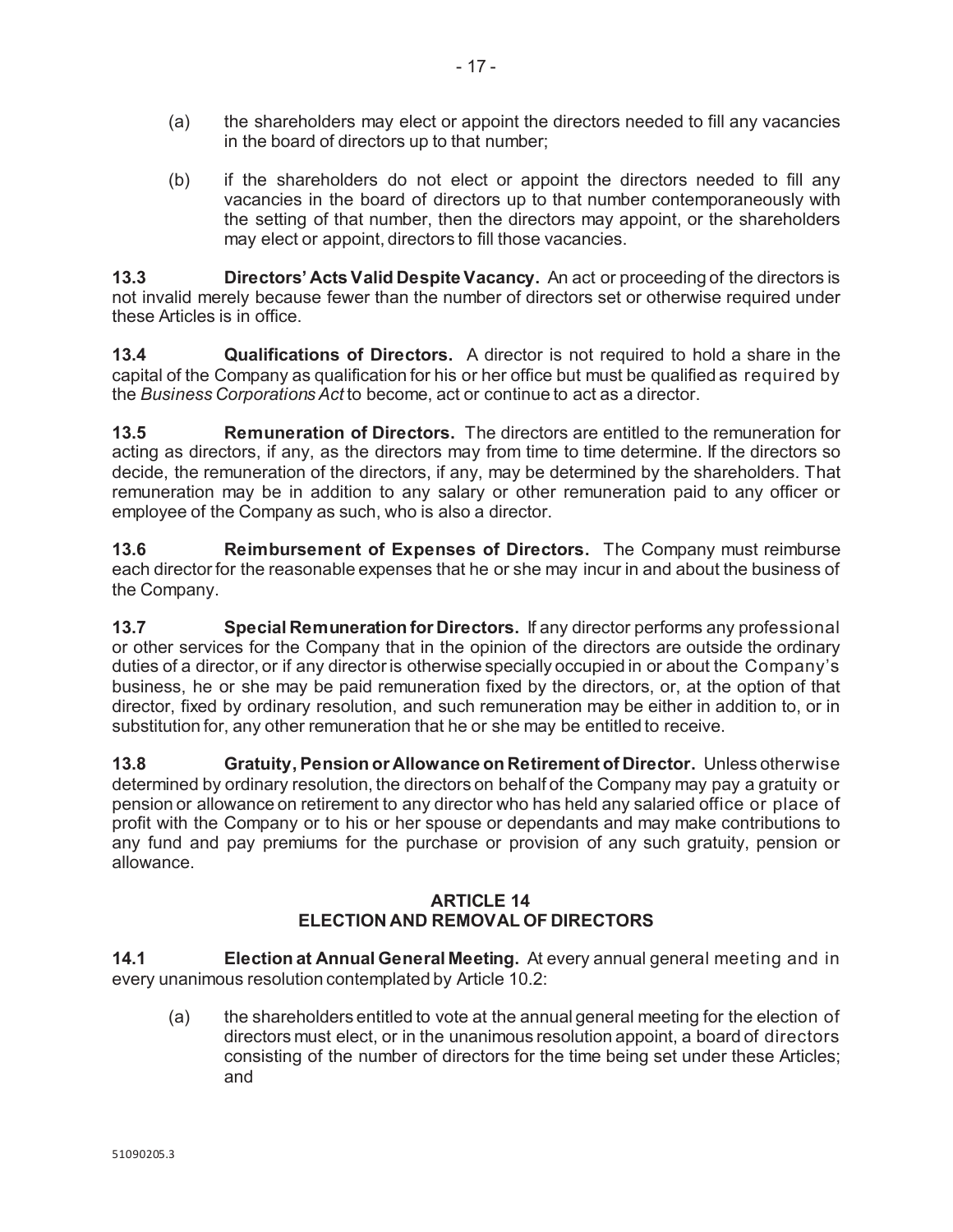(a) the shareholders may elect or appoint the directors needed to fill any vacancies in the board of directors up to that number;

(b) if the shareholders do not elect or appoint the directors needed to fill any vacancies in the board of directors up to that number contemporaneously with the setting of that number, then the directors may appoint, or the shareholders may elect or appoint, directors to fill those vacancies.

**13.3 Directors' Acts Valid Despite Vacancy.** An act or proceeding of the directors is not invalid merely because fewer than the number of directors set or otherwise required under these Articles is in office.

**13.4 Qualifications of Directors.** A director is not required to hold a share in the capital of the Company as qualification for his or her office but must be qualified as required by the *Business Corporations Act* to become, act or continue to act as a director.

**13.5 Remuneration of Directors.** The directors are entitled to the remuneration for acting as directors, if any, as the directors may from time to time determine. If the directors so decide, the remuneration of the directors, if any, may be determined by the shareholders. That remuneration may be in addition to any salary or other remuneration paid to any officer or employee of the Company as such, who is also a director.

**13.6 Reimbursement of Expenses of Directors.** The Company must reimburse each director for the reasonable expenses that he or she may incur in and about the business of the Company.

**13.7 Special Remuneration for Directors.** If any director performs any professional or other services for the Company that in the opinion of the directors are outside the ordinary duties of a director, or if any director is otherwise specially occupied in or about the Company's business, he or she may be paid remuneration fixed by the directors, or, at the option of that director, fixed by ordinary resolution, and such remuneration may be either in addition to, or in substitution for, any other remuneration that he or she may be entitled to receive.

**13.8 Gratuity, Pension or Allowance on Retirement of Director.** Unless otherwise determined by ordinary resolution, the directors on behalf of the Company may pay a gratuity or pension or allowance on retirement to any director who has held any salaried office or place of profit with the Company or to his or her spouse or dependants and may make contributions to any fund and pay premiums for the purchase or provision of any such gratuity, pension or allowance.

## ARTICLE 14
## ELECTION AND REMOVAL OF DIRECTORS

**14.1 Election at Annual General Meeting.** At every annual general meeting and in every unanimous resolution contemplated by Article 10.2:

(a) the shareholders entitled to vote at the annual general meeting for the election of directors must elect, or in the unanimous resolution appoint, a board of directors consisting of the number of directors for the time being set under these Articles; and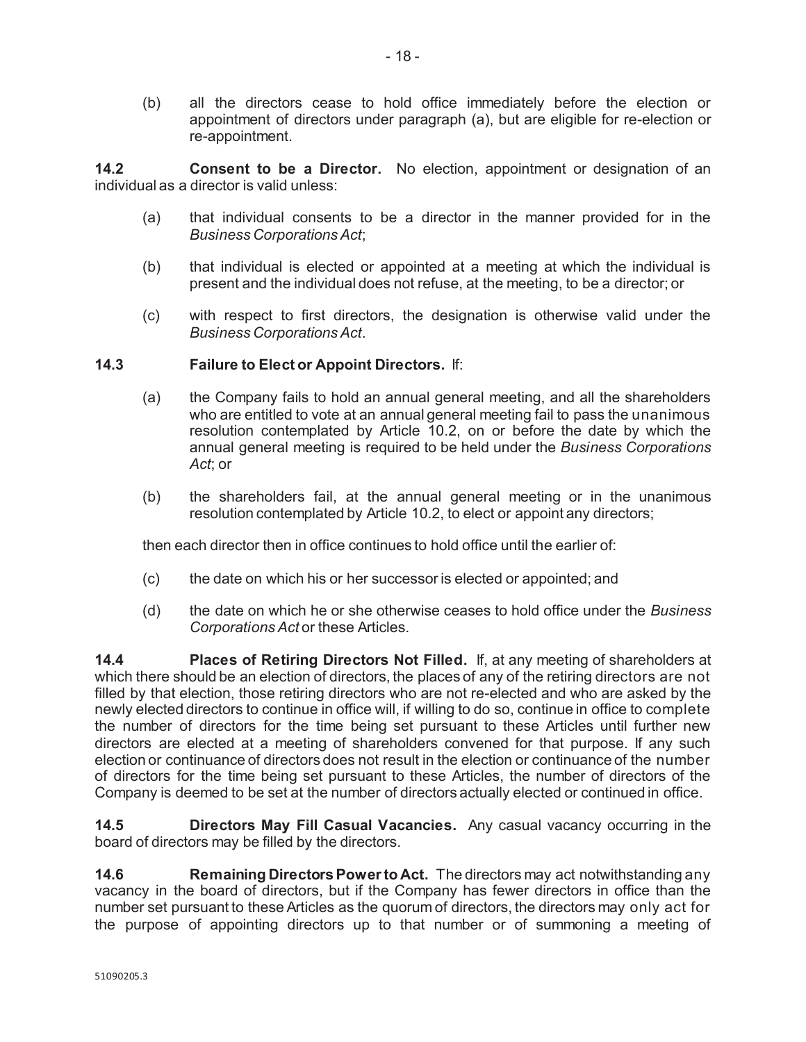(b) all the directors cease to hold office immediately before the election or appointment of directors under paragraph (a), but are eligible for re-election or re-appointment.

**14.2 Consent to be a Director.** No election, appointment or designation of an individual as a director is valid unless:

(a) that individual consents to be a director in the manner provided for in the *Business Corporations Act*;

(b) that individual is elected or appointed at a meeting at which the individual is present and the individual does not refuse, at the meeting, to be a director; or

(c) with respect to first directors, the designation is otherwise valid under the *Business Corporations Act*.

**14.3 Failure to Elect or Appoint Directors.** If:

(a) the Company fails to hold an annual general meeting, and all the shareholders who are entitled to vote at an annual general meeting fail to pass the unanimous resolution contemplated by Article 10.2, on or before the date by which the annual general meeting is required to be held under the *Business Corporations Act*; or

(b) the shareholders fail, at the annual general meeting or in the unanimous resolution contemplated by Article 10.2, to elect or appoint any directors;

then each director then in office continues to hold office until the earlier of:

(c) the date on which his or her successor is elected or appointed; and

(d) the date on which he or she otherwise ceases to hold office under the *Business Corporations Act* or these Articles.

**14.4 Places of Retiring Directors Not Filled.** If, at any meeting of shareholders at which there should be an election of directors, the places of any of the retiring directors are not filled by that election, those retiring directors who are not re-elected and who are asked by the newly elected directors to continue in office will, if willing to do so, continue in office to complete the number of directors for the time being set pursuant to these Articles until further new directors are elected at a meeting of shareholders convened for that purpose. If any such election or continuance of directors does not result in the election or continuance of the number of directors for the time being set pursuant to these Articles, the number of directors of the Company is deemed to be set at the number of directors actually elected or continued in office.

**14.5 Directors May Fill Casual Vacancies.** Any casual vacancy occurring in the board of directors may be filled by the directors.

**14.6 Remaining Directors Power to Act.** The directors may act notwithstanding any vacancy in the board of directors, but if the Company has fewer directors in office than the number set pursuant to these Articles as the quorum of directors, the directors may only act for the purpose of appointing directors up to that number or of summoning a meeting of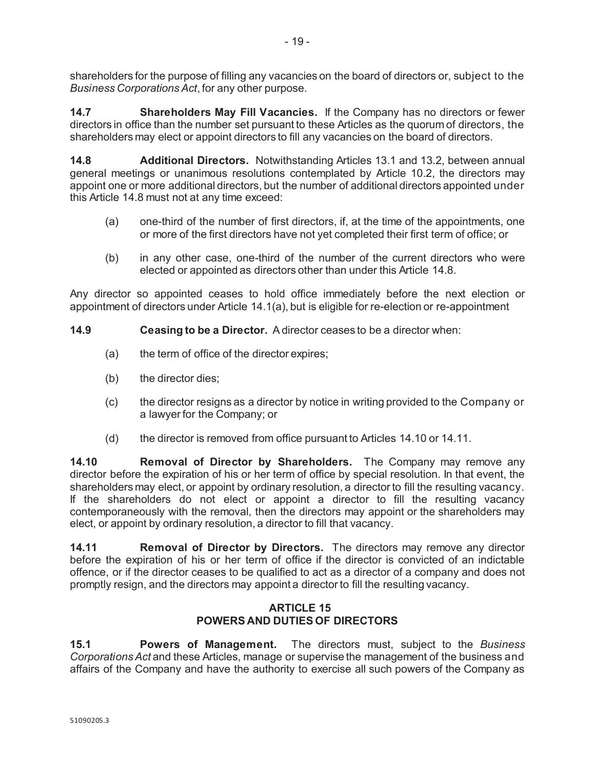shareholders for the purpose of filling any vacancies on the board of directors or, subject to the *Business Corporations Act*, for any other purpose.

**14.7 Shareholders May Fill Vacancies.** If the Company has no directors or fewer directors in office than the number set pursuant to these Articles as the quorum of directors, the shareholders may elect or appoint directors to fill any vacancies on the board of directors.

**14.8 Additional Directors.** Notwithstanding Articles 13.1 and 13.2, between annual general meetings or unanimous resolutions contemplated by Article 10.2, the directors may appoint one or more additional directors, but the number of additional directors appointed under this Article 14.8 must not at any time exceed:

(a) one-third of the number of first directors, if, at the time of the appointments, one or more of the first directors have not yet completed their first term of office; or

(b) in any other case, one-third of the number of the current directors who were elected or appointed as directors other than under this Article 14.8.

Any director so appointed ceases to hold office immediately before the next election or appointment of directors under Article 14.1(a), but is eligible for re-election or re-appointment

**14.9 Ceasing to be a Director.** A director ceases to be a director when:

(a) the term of office of the director expires;

(b) the director dies;

(c) the director resigns as a director by notice in writing provided to the Company or a lawyer for the Company; or

(d) the director is removed from office pursuant to Articles 14.10 or 14.11.

**14.10 Removal of Director by Shareholders.** The Company may remove any director before the expiration of his or her term of office by special resolution. In that event, the shareholders may elect, or appoint by ordinary resolution, a director to fill the resulting vacancy. If the shareholders do not elect or appoint a director to fill the resulting vacancy contemporaneously with the removal, then the directors may appoint or the shareholders may elect, or appoint by ordinary resolution, a director to fill that vacancy.

**14.11 Removal of Director by Directors.** The directors may remove any director before the expiration of his or her term of office if the director is convicted of an indictable offence, or if the director ceases to be qualified to act as a director of a company and does not promptly resign, and the directors may appoint a director to fill the resulting vacancy.

## ARTICLE 15
## POWERS AND DUTIES OF DIRECTORS

**15.1 Powers of Management.** The directors must, subject to the *Business Corporations Act* and these Articles, manage or supervise the management of the business and affairs of the Company and have the authority to exercise all such powers of the Company as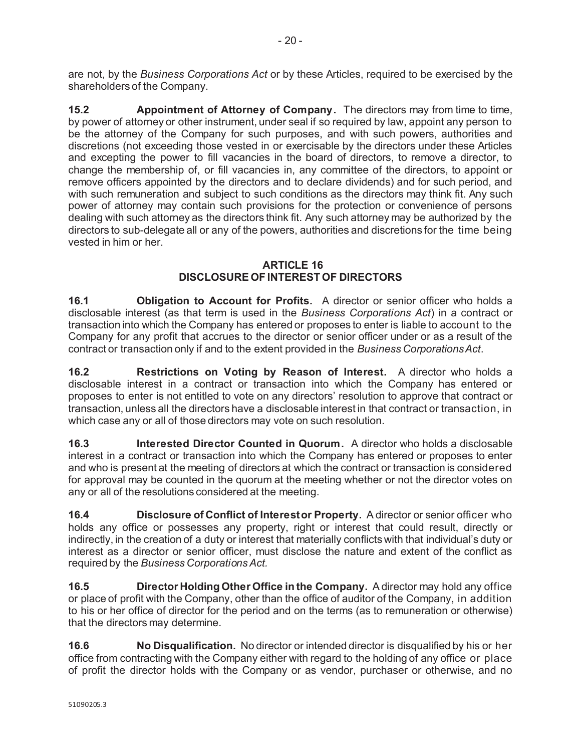are not, by the *Business Corporations Act* or by these Articles, required to be exercised by the shareholders of the Company.

**15.2 Appointment of Attorney of Company.** The directors may from time to time, by power of attorney or other instrument, under seal if so required by law, appoint any person to be the attorney of the Company for such purposes, and with such powers, authorities and discretions (not exceeding those vested in or exercisable by the directors under these Articles and excepting the power to fill vacancies in the board of directors, to remove a director, to change the membership of, or fill vacancies in, any committee of the directors, to appoint or remove officers appointed by the directors and to declare dividends) and for such period, and with such remuneration and subject to such conditions as the directors may think fit. Any such power of attorney may contain such provisions for the protection or convenience of persons dealing with such attorney as the directors think fit. Any such attorney may be authorized by the directors to sub-delegate all or any of the powers, authorities and discretions for the time being vested in him or her.

## ARTICLE 16
## DISCLOSURE OF INTEREST OF DIRECTORS

**16.1 Obligation to Account for Profits.** A director or senior officer who holds a disclosable interest (as that term is used in the *Business Corporations Act*) in a contract or transaction into which the Company has entered or proposes to enter is liable to account to the Company for any profit that accrues to the director or senior officer under or as a result of the contract or transaction only if and to the extent provided in the *Business Corporations Act*.

**16.2 Restrictions on Voting by Reason of Interest.** A director who holds a disclosable interest in a contract or transaction into which the Company has entered or proposes to enter is not entitled to vote on any directors' resolution to approve that contract or transaction, unless all the directors have a disclosable interest in that contract or transaction, in which case any or all of those directors may vote on such resolution.

**16.3 Interested Director Counted in Quorum.** A director who holds a disclosable interest in a contract or transaction into which the Company has entered or proposes to enter and who is present at the meeting of directors at which the contract or transaction is considered for approval may be counted in the quorum at the meeting whether or not the director votes on any or all of the resolutions considered at the meeting.

**16.4 Disclosure of Conflict of Interest or Property.** A director or senior officer who holds any office or possesses any property, right or interest that could result, directly or indirectly, in the creation of a duty or interest that materially conflicts with that individual's duty or interest as a director or senior officer, must disclose the nature and extent of the conflict as required by the *Business Corporations Act.*

**16.5 Director Holding Other Office in the Company.** A director may hold any office or place of profit with the Company, other than the office of auditor of the Company, in addition to his or her office of director for the period and on the terms (as to remuneration or otherwise) that the directors may determine.

**16.6 No Disqualification.** No director or intended director is disqualified by his or her office from contracting with the Company either with regard to the holding of any office or place of profit the director holds with the Company or as vendor, purchaser or otherwise, and no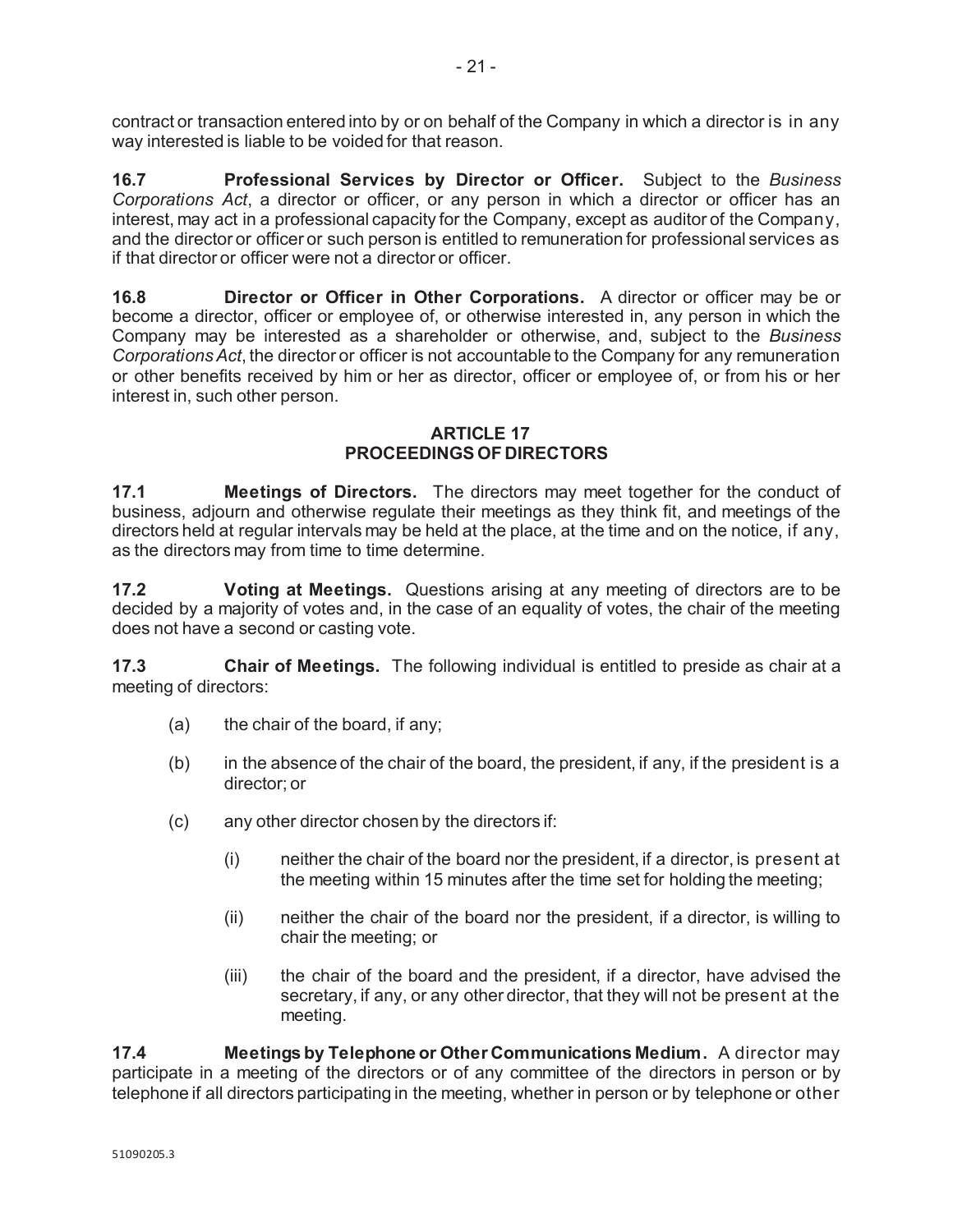contract or transaction entered into by or on behalf of the Company in which a director is in any way interested is liable to be voided for that reason.

**16.7 Professional Services by Director or Officer.** Subject to the *Business Corporations Act*, a director or officer, or any person in which a director or officer has an interest, may act in a professional capacity for the Company, except as auditor of the Company, and the director or officer or such person is entitled to remuneration for professional services as if that director or officer were not a director or officer.

**16.8 Director or Officer in Other Corporations.** A director or officer may be or become a director, officer or employee of, or otherwise interested in, any person in which the Company may be interested as a shareholder or otherwise, and, subject to the *Business Corporations Act*, the director or officer is not accountable to the Company for any remuneration or other benefits received by him or her as director, officer or employee of, or from his or her interest in, such other person.

## ARTICLE 17
## PROCEEDINGS OF DIRECTORS

**17.1 Meetings of Directors.** The directors may meet together for the conduct of business, adjourn and otherwise regulate their meetings as they think fit, and meetings of the directors held at regular intervals may be held at the place, at the time and on the notice, if any, as the directors may from time to time determine.

**17.2 Voting at Meetings.** Questions arising at any meeting of directors are to be decided by a majority of votes and, in the case of an equality of votes, the chair of the meeting does not have a second or casting vote.

**17.3 Chair of Meetings.** The following individual is entitled to preside as chair at a meeting of directors:

(a) the chair of the board, if any;

(b) in the absence of the chair of the board, the president, if any, if the president is a director; or

(c) any other director chosen by the directors if:

   (i) neither the chair of the board nor the president, if a director, is present at the meeting within 15 minutes after the time set for holding the meeting;

   (ii) neither the chair of the board nor the president, if a director, is willing to chair the meeting; or

   (iii) the chair of the board and the president, if a director, have advised the secretary, if any, or any other director, that they will not be present at the meeting.

**17.4 Meetings by Telephone or Other Communications Medium.** A director may participate in a meeting of the directors or of any committee of the directors in person or by telephone if all directors participating in the meeting, whether in person or by telephone or other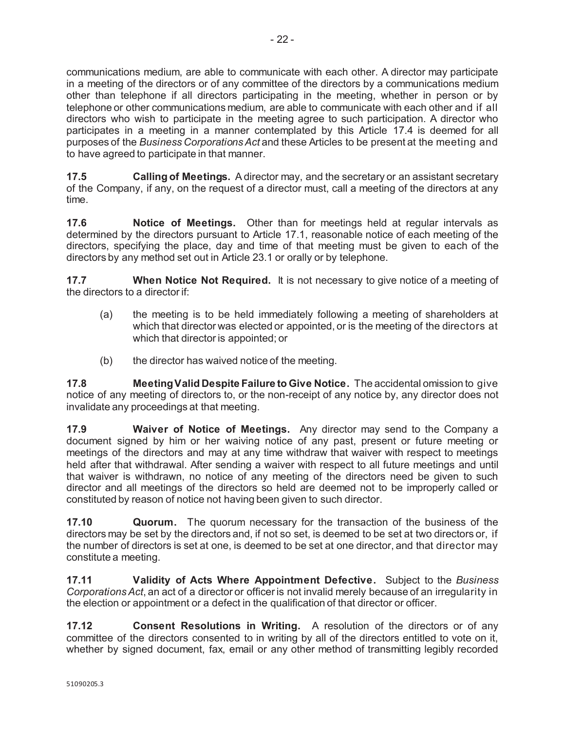communications medium, are able to communicate with each other. A director may participate in a meeting of the directors or of any committee of the directors by a communications medium other than telephone if all directors participating in the meeting, whether in person or by telephone or other communications medium, are able to communicate with each other and if all directors who wish to participate in the meeting agree to such participation. A director who participates in a meeting in a manner contemplated by this Article 17.4 is deemed for all purposes of the *Business Corporations Act* and these Articles to be present at the meeting and to have agreed to participate in that manner.

**17.5 Calling of Meetings.** A director may, and the secretary or an assistant secretary of the Company, if any, on the request of a director must, call a meeting of the directors at any time.

**17.6 Notice of Meetings.** Other than for meetings held at regular intervals as determined by the directors pursuant to Article 17.1, reasonable notice of each meeting of the directors, specifying the place, day and time of that meeting must be given to each of the directors by any method set out in Article 23.1 or orally or by telephone.

**17.7 When Notice Not Required.** It is not necessary to give notice of a meeting of the directors to a director if:

(a) the meeting is to be held immediately following a meeting of shareholders at which that director was elected or appointed, or is the meeting of the directors at which that director is appointed; or

(b) the director has waived notice of the meeting.

**17.8 Meeting Valid Despite Failure to Give Notice.** The accidental omission to give notice of any meeting of directors to, or the non-receipt of any notice by, any director does not invalidate any proceedings at that meeting.

**17.9 Waiver of Notice of Meetings.** Any director may send to the Company a document signed by him or her waiving notice of any past, present or future meeting or meetings of the directors and may at any time withdraw that waiver with respect to meetings held after that withdrawal. After sending a waiver with respect to all future meetings and until that waiver is withdrawn, no notice of any meeting of the directors need be given to such director and all meetings of the directors so held are deemed not to be improperly called or constituted by reason of notice not having been given to such director.

**17.10 Quorum.** The quorum necessary for the transaction of the business of the directors may be set by the directors and, if not so set, is deemed to be set at two directors or, if the number of directors is set at one, is deemed to be set at one director, and that director may constitute a meeting.

**17.11 Validity of Acts Where Appointment Defective.** Subject to the *Business Corporations Act*, an act of a director or officer is not invalid merely because of an irregularity in the election or appointment or a defect in the qualification of that director or officer.

**17.12 Consent Resolutions in Writing.** A resolution of the directors or of any committee of the directors consented to in writing by all of the directors entitled to vote on it, whether by signed document, fax, email or any other method of transmitting legibly recorded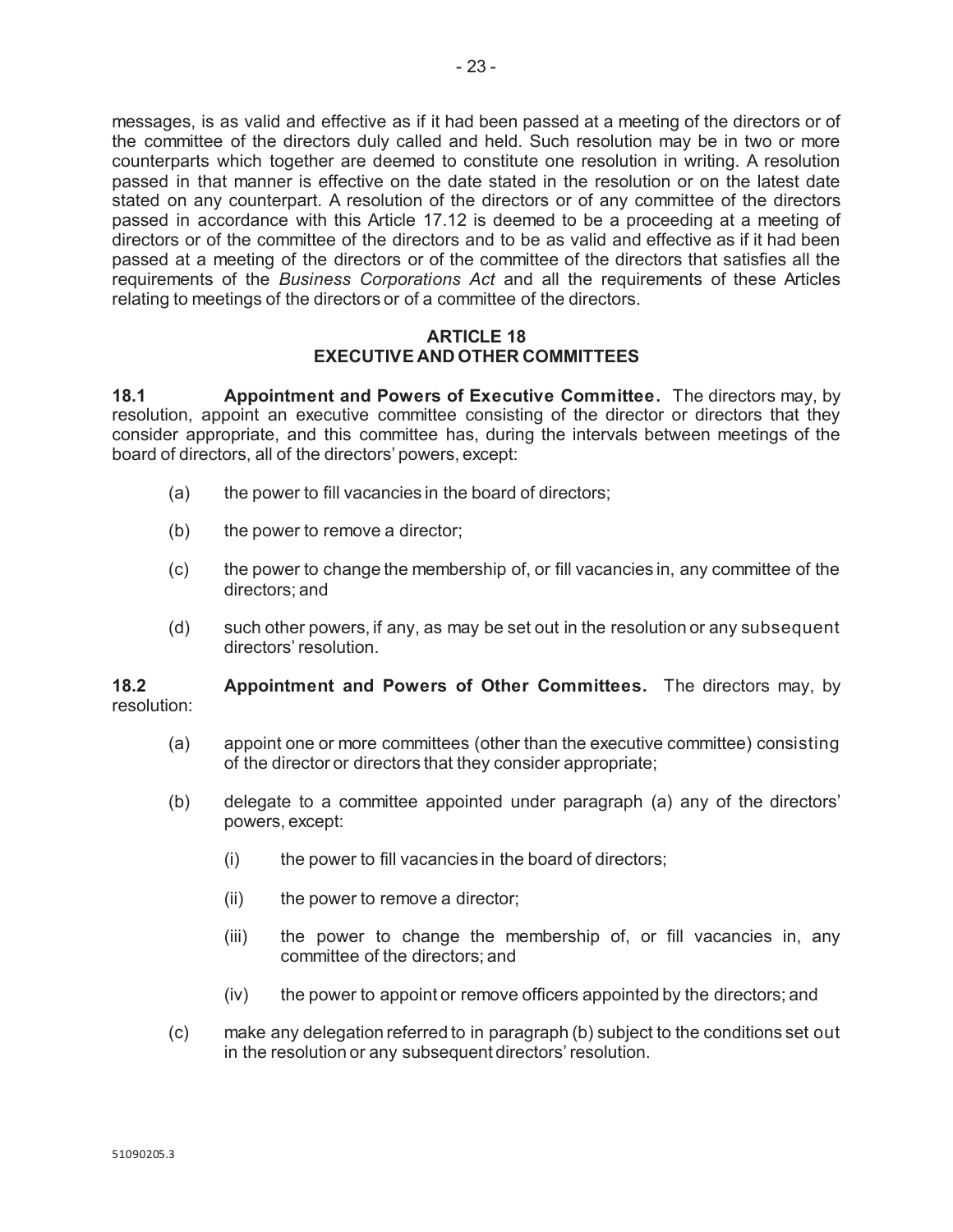messages, is as valid and effective as if it had been passed at a meeting of the directors or of the committee of the directors duly called and held. Such resolution may be in two or more counterparts which together are deemed to constitute one resolution in writing. A resolution passed in that manner is effective on the date stated in the resolution or on the latest date stated on any counterpart. A resolution of the directors or of any committee of the directors passed in accordance with this Article 17.12 is deemed to be a proceeding at a meeting of directors or of the committee of the directors and to be as valid and effective as if it had been passed at a meeting of the directors or of the committee of the directors that satisfies all the requirements of the *Business Corporations Act* and all the requirements of these Articles relating to meetings of the directors or of a committee of the directors.

## ARTICLE 18
## EXECUTIVE AND OTHER COMMITTEES

**18.1 Appointment and Powers of Executive Committee.** The directors may, by resolution, appoint an executive committee consisting of the director or directors that they consider appropriate, and this committee has, during the intervals between meetings of the board of directors, all of the directors' powers, except:

(a) the power to fill vacancies in the board of directors;

(b) the power to remove a director;

(c) the power to change the membership of, or fill vacancies in, any committee of the directors; and

(d) such other powers, if any, as may be set out in the resolution or any subsequent directors' resolution.

**18.2 Appointment and Powers of Other Committees.** The directors may, by resolution:

(a) appoint one or more committees (other than the executive committee) consisting of the director or directors that they consider appropriate;

(b) delegate to a committee appointed under paragraph (a) any of the directors' powers, except:

(i) the power to fill vacancies in the board of directors;

(ii) the power to remove a director;

(iii) the power to change the membership of, or fill vacancies in, any committee of the directors; and

(iv) the power to appoint or remove officers appointed by the directors; and

(c) make any delegation referred to in paragraph (b) subject to the conditions set out in the resolution or any subsequent directors' resolution.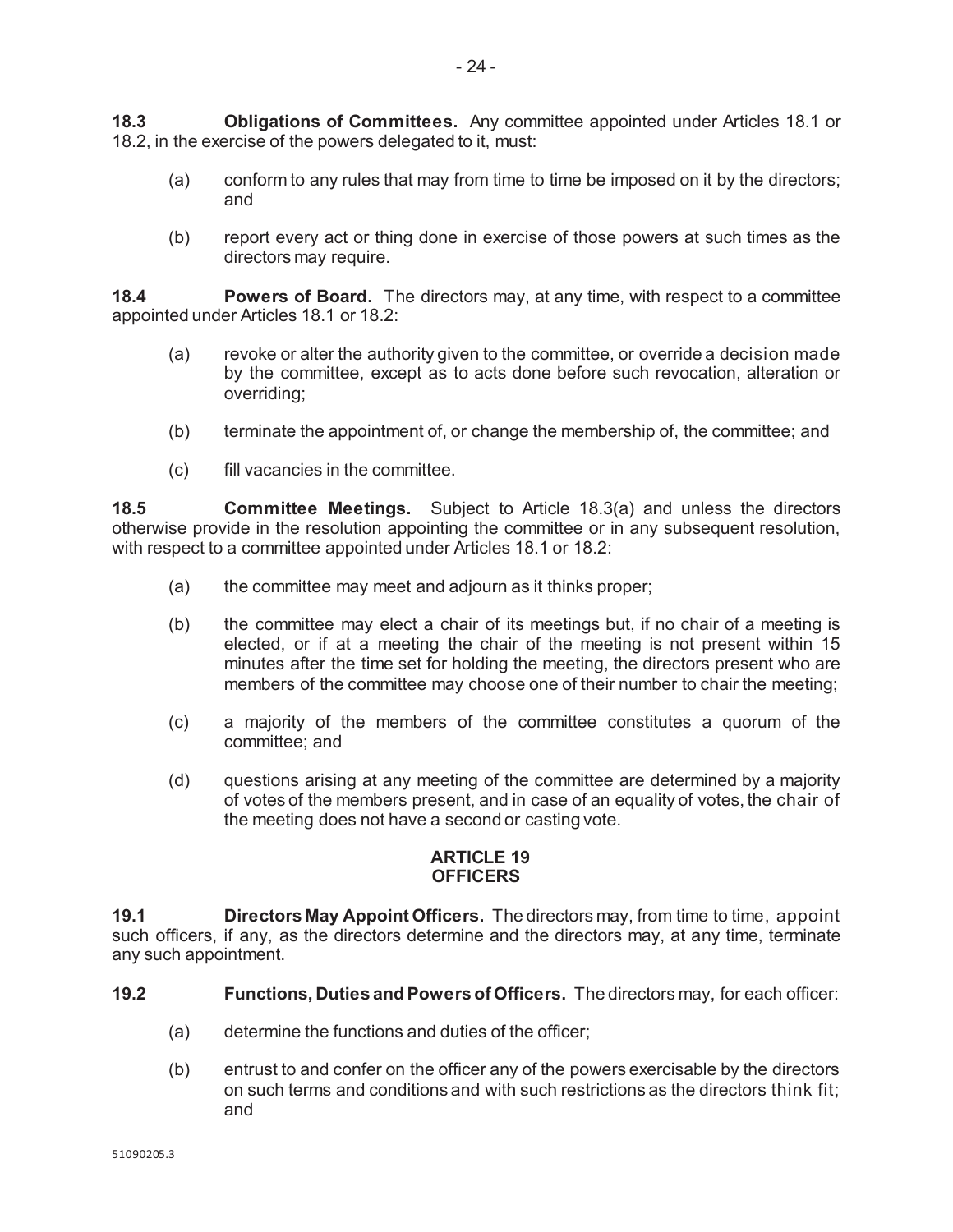**18.3 Obligations of Committees.** Any committee appointed under Articles 18.1 or 18.2, in the exercise of the powers delegated to it, must:

(a) conform to any rules that may from time to time be imposed on it by the directors; and

(b) report every act or thing done in exercise of those powers at such times as the directors may require.

**18.4 Powers of Board.** The directors may, at any time, with respect to a committee appointed under Articles 18.1 or 18.2:

(a) revoke or alter the authority given to the committee, or override a decision made by the committee, except as to acts done before such revocation, alteration or overriding;

(b) terminate the appointment of, or change the membership of, the committee; and

(c) fill vacancies in the committee.

**18.5 Committee Meetings.** Subject to Article 18.3(a) and unless the directors otherwise provide in the resolution appointing the committee or in any subsequent resolution, with respect to a committee appointed under Articles 18.1 or 18.2:

(a) the committee may meet and adjourn as it thinks proper;

(b) the committee may elect a chair of its meetings but, if no chair of a meeting is elected, or if at a meeting the chair of the meeting is not present within 15 minutes after the time set for holding the meeting, the directors present who are members of the committee may choose one of their number to chair the meeting;

(c) a majority of the members of the committee constitutes a quorum of the committee; and

(d) questions arising at any meeting of the committee are determined by a majority of votes of the members present, and in case of an equality of votes, the chair of the meeting does not have a second or casting vote.

## ARTICLE 19
## OFFICERS

**19.1 Directors May Appoint Officers.** The directors may, from time to time, appoint such officers, if any, as the directors determine and the directors may, at any time, terminate any such appointment.

**19.2 Functions, Duties and Powers of Officers.** The directors may, for each officer:

(a) determine the functions and duties of the officer;

(b) entrust to and confer on the officer any of the powers exercisable by the directors on such terms and conditions and with such restrictions as the directors think fit; and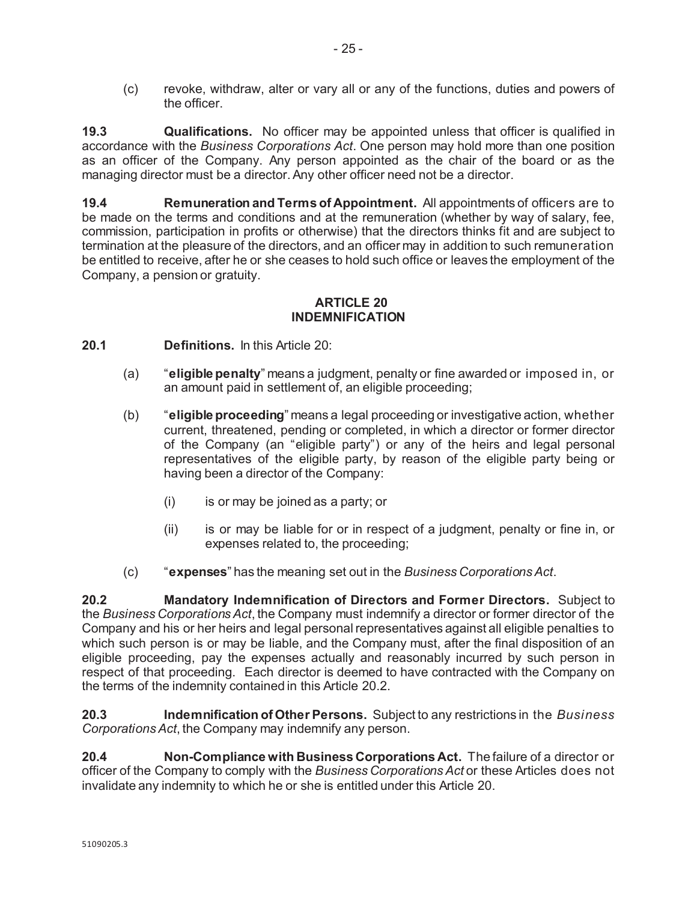(c) revoke, withdraw, alter or vary all or any of the functions, duties and powers of the officer.

**19.3 Qualifications.** No officer may be appointed unless that officer is qualified in accordance with the *Business Corporations Act*. One person may hold more than one position as an officer of the Company. Any person appointed as the chair of the board or as the managing director must be a director. Any other officer need not be a director.

**19.4 Remuneration and Terms of Appointment.** All appointments of officers are to be made on the terms and conditions and at the remuneration (whether by way of salary, fee, commission, participation in profits or otherwise) that the directors thinks fit and are subject to termination at the pleasure of the directors, and an officer may in addition to such remuneration be entitled to receive, after he or she ceases to hold such office or leaves the employment of the Company, a pension or gratuity.

## ARTICLE 20
## INDEMNIFICATION

**20.1 Definitions.** In this Article 20:

(a) "**eligible penalty**" means a judgment, penalty or fine awarded or imposed in, or an amount paid in settlement of, an eligible proceeding;

(b) "**eligible proceeding**" means a legal proceeding or investigative action, whether current, threatened, pending or completed, in which a director or former director of the Company (an "eligible party") or any of the heirs and legal personal representatives of the eligible party, by reason of the eligible party being or having been a director of the Company:

(i) is or may be joined as a party; or

(ii) is or may be liable for or in respect of a judgment, penalty or fine in, or expenses related to, the proceeding;

(c) "**expenses**" has the meaning set out in the *Business Corporations Act*.

**20.2 Mandatory Indemnification of Directors and Former Directors.** Subject to the *Business Corporations Act*, the Company must indemnify a director or former director of the Company and his or her heirs and legal personal representatives against all eligible penalties to which such person is or may be liable, and the Company must, after the final disposition of an eligible proceeding, pay the expenses actually and reasonably incurred by such person in respect of that proceeding. Each director is deemed to have contracted with the Company on the terms of the indemnity contained in this Article 20.2.

**20.3 Indemnification of Other Persons.** Subject to any restrictions in the *Business Corporations Act*, the Company may indemnify any person.

**20.4 Non-Compliance with Business Corporations Act.** The failure of a director or officer of the Company to comply with the *Business Corporations Act* or these Articles does not invalidate any indemnity to which he or she is entitled under this Article 20.

51090205.3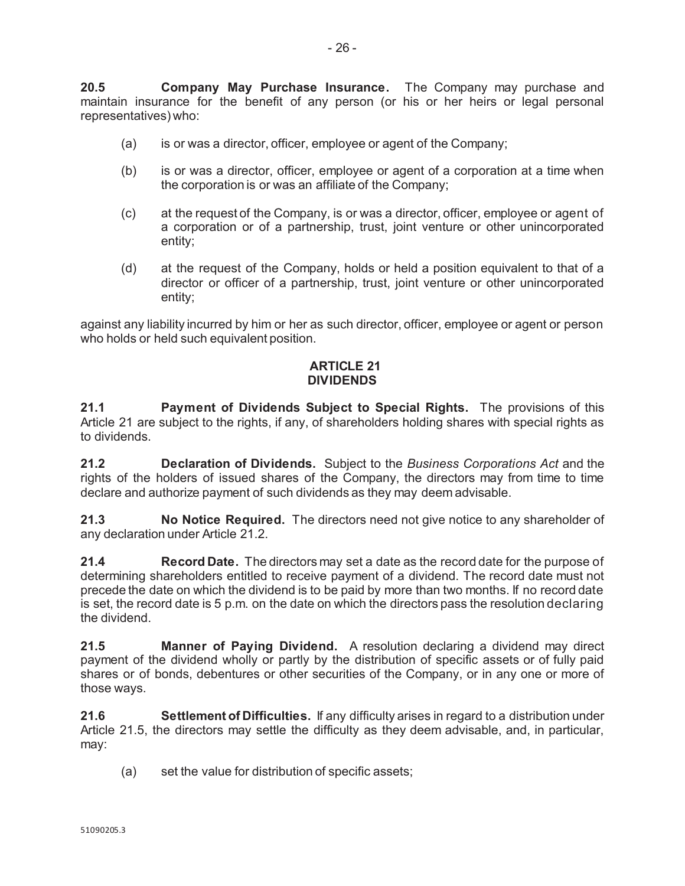**20.5 Company May Purchase Insurance.** The Company may purchase and maintain insurance for the benefit of any person (or his or her heirs or legal personal representatives) who:

(a) is or was a director, officer, employee or agent of the Company;

(b) is or was a director, officer, employee or agent of a corporation at a time when the corporation is or was an affiliate of the Company;

(c) at the request of the Company, is or was a director, officer, employee or agent of a corporation or of a partnership, trust, joint venture or other unincorporated entity;

(d) at the request of the Company, holds or held a position equivalent to that of a director or officer of a partnership, trust, joint venture or other unincorporated entity;

against any liability incurred by him or her as such director, officer, employee or agent or person who holds or held such equivalent position.

## ARTICLE 21
## DIVIDENDS

**21.1 Payment of Dividends Subject to Special Rights.** The provisions of this Article 21 are subject to the rights, if any, of shareholders holding shares with special rights as to dividends.

**21.2 Declaration of Dividends.** Subject to the *Business Corporations Act* and the rights of the holders of issued shares of the Company, the directors may from time to time declare and authorize payment of such dividends as they may deem advisable.

**21.3 No Notice Required.** The directors need not give notice to any shareholder of any declaration under Article 21.2.

**21.4 Record Date.** The directors may set a date as the record date for the purpose of determining shareholders entitled to receive payment of a dividend. The record date must not precede the date on which the dividend is to be paid by more than two months. If no record date is set, the record date is 5 p.m. on the date on which the directors pass the resolution declaring the dividend.

**21.5 Manner of Paying Dividend.** A resolution declaring a dividend may direct payment of the dividend wholly or partly by the distribution of specific assets or of fully paid shares or of bonds, debentures or other securities of the Company, or in any one or more of those ways.

**21.6 Settlement of Difficulties.** If any difficulty arises in regard to a distribution under Article 21.5, the directors may settle the difficulty as they deem advisable, and, in particular, may:

(a) set the value for distribution of specific assets;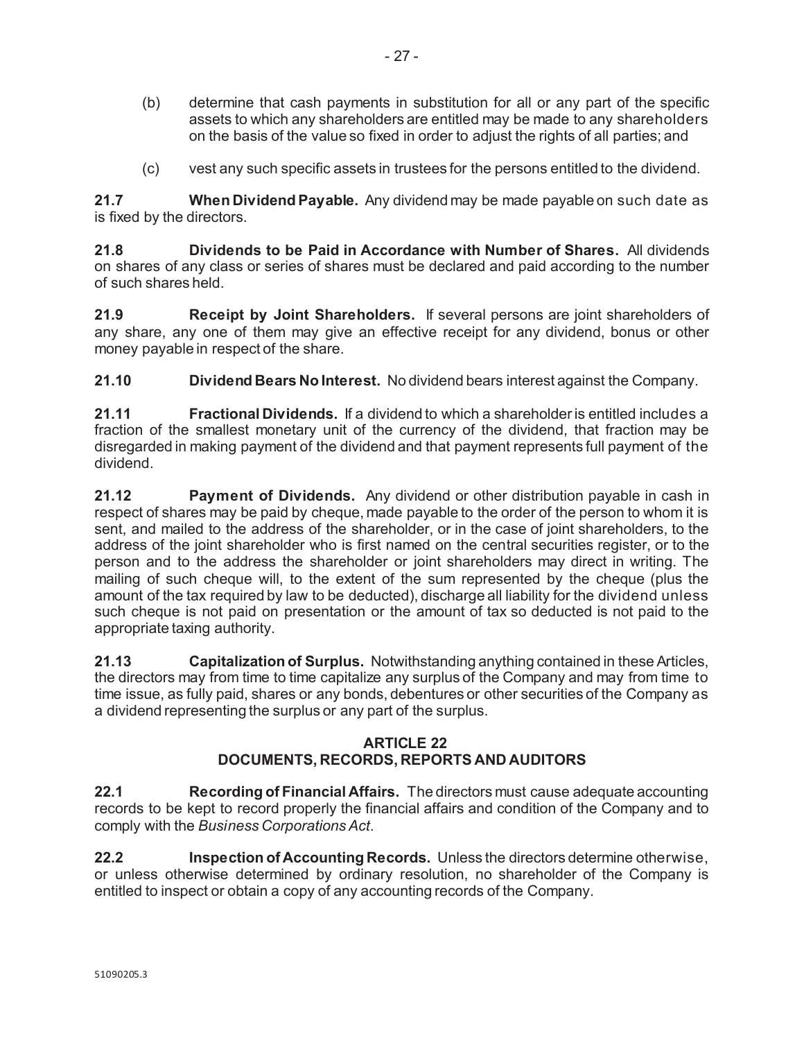(b) determine that cash payments in substitution for all or any part of the specific assets to which any shareholders are entitled may be made to any shareholders on the basis of the value so fixed in order to adjust the rights of all parties; and

(c) vest any such specific assets in trustees for the persons entitled to the dividend.

**21.7 When Dividend Payable.** Any dividend may be made payable on such date as is fixed by the directors.

**21.8 Dividends to be Paid in Accordance with Number of Shares.** All dividends on shares of any class or series of shares must be declared and paid according to the number of such shares held.

**21.9 Receipt by Joint Shareholders.** If several persons are joint shareholders of any share, any one of them may give an effective receipt for any dividend, bonus or other money payable in respect of the share.

**21.10 Dividend Bears No Interest.** No dividend bears interest against the Company.

**21.11 Fractional Dividends.** If a dividend to which a shareholder is entitled includes a fraction of the smallest monetary unit of the currency of the dividend, that fraction may be disregarded in making payment of the dividend and that payment represents full payment of the dividend.

**21.12 Payment of Dividends.** Any dividend or other distribution payable in cash in respect of shares may be paid by cheque, made payable to the order of the person to whom it is sent, and mailed to the address of the shareholder, or in the case of joint shareholders, to the address of the joint shareholder who is first named on the central securities register, or to the person and to the address the shareholder or joint shareholders may direct in writing. The mailing of such cheque will, to the extent of the sum represented by the cheque (plus the amount of the tax required by law to be deducted), discharge all liability for the dividend unless such cheque is not paid on presentation or the amount of tax so deducted is not paid to the appropriate taxing authority.

**21.13 Capitalization of Surplus.** Notwithstanding anything contained in these Articles, the directors may from time to time capitalize any surplus of the Company and may from time to time issue, as fully paid, shares or any bonds, debentures or other securities of the Company as a dividend representing the surplus or any part of the surplus.

## ARTICLE 22
## DOCUMENTS, RECORDS, REPORTS AND AUDITORS

**22.1 Recording of Financial Affairs.** The directors must cause adequate accounting records to be kept to record properly the financial affairs and condition of the Company and to comply with the *Business Corporations Act*.

**22.2 Inspection of Accounting Records.** Unless the directors determine otherwise, or unless otherwise determined by ordinary resolution, no shareholder of the Company is entitled to inspect or obtain a copy of any accounting records of the Company.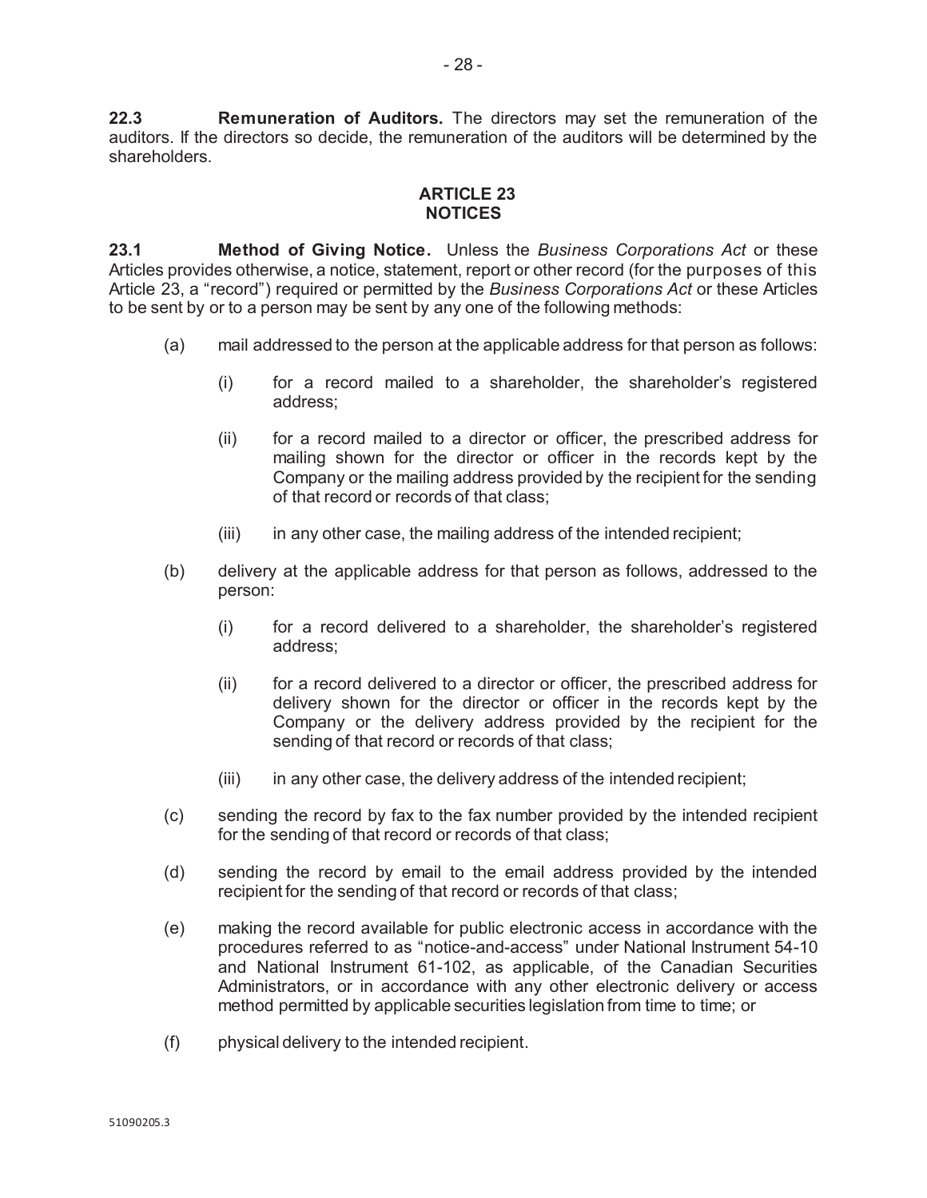**22.3 Remuneration of Auditors.** The directors may set the remuneration of the auditors. If the directors so decide, the remuneration of the auditors will be determined by the shareholders.

## ARTICLE 23
## NOTICES

**23.1 Method of Giving Notice.** Unless the *Business Corporations Act* or these Articles provides otherwise, a notice, statement, report or other record (for the purposes of this Article 23, a "record") required or permitted by the *Business Corporations Act* or these Articles to be sent by or to a person may be sent by any one of the following methods:

(a) mail addressed to the person at the applicable address for that person as follows:

(i) for a record mailed to a shareholder, the shareholder's registered address;

(ii) for a record mailed to a director or officer, the prescribed address for mailing shown for the director or officer in the records kept by the Company or the mailing address provided by the recipient for the sending of that record or records of that class;

(iii) in any other case, the mailing address of the intended recipient;

(b) delivery at the applicable address for that person as follows, addressed to the person:

(i) for a record delivered to a shareholder, the shareholder's registered address;

(ii) for a record delivered to a director or officer, the prescribed address for delivery shown for the director or officer in the records kept by the Company or the delivery address provided by the recipient for the sending of that record or records of that class;

(iii) in any other case, the delivery address of the intended recipient;

(c) sending the record by fax to the fax number provided by the intended recipient for the sending of that record or records of that class;

(d) sending the record by email to the email address provided by the intended recipient for the sending of that record or records of that class;

(e) making the record available for public electronic access in accordance with the procedures referred to as "notice-and-access" under National Instrument 54-10 and National Instrument 61-102, as applicable, of the Canadian Securities Administrators, or in accordance with any other electronic delivery or access method permitted by applicable securities legislation from time to time; or

(f) physical delivery to the intended recipient.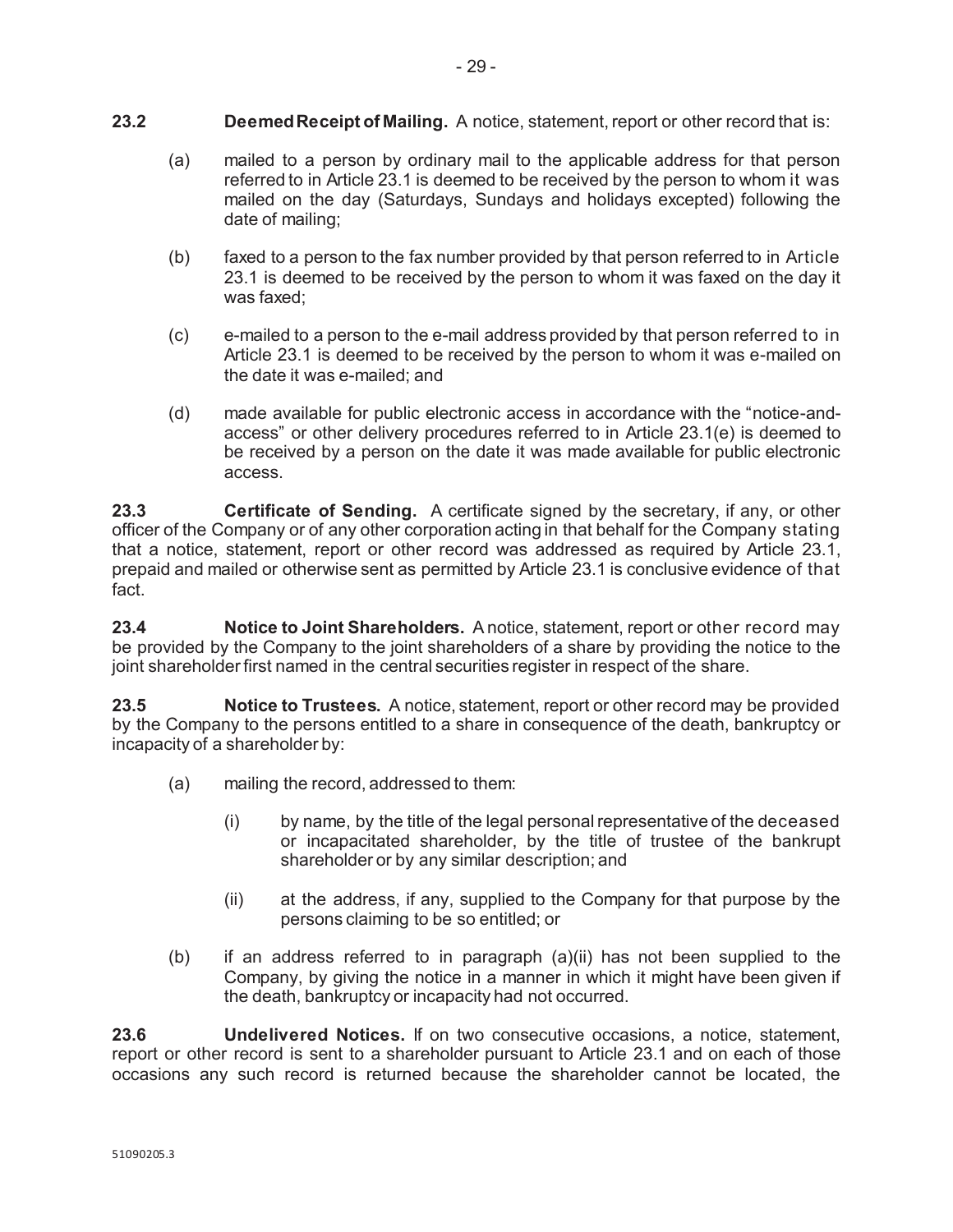**23.2 Deemed Receipt of Mailing.** A notice, statement, report or other record that is:

(a) mailed to a person by ordinary mail to the applicable address for that person referred to in Article 23.1 is deemed to be received by the person to whom it was mailed on the day (Saturdays, Sundays and holidays excepted) following the date of mailing;

(b) faxed to a person to the fax number provided by that person referred to in Article 23.1 is deemed to be received by the person to whom it was faxed on the day it was faxed;

(c) e-mailed to a person to the e-mail address provided by that person referred to in Article 23.1 is deemed to be received by the person to whom it was e-mailed on the date it was e-mailed; and

(d) made available for public electronic access in accordance with the "notice-and-access" or other delivery procedures referred to in Article 23.1(e) is deemed to be received by a person on the date it was made available for public electronic access.

**23.3 Certificate of Sending.** A certificate signed by the secretary, if any, or other officer of the Company or of any other corporation acting in that behalf for the Company stating that a notice, statement, report or other record was addressed as required by Article 23.1, prepaid and mailed or otherwise sent as permitted by Article 23.1 is conclusive evidence of that fact.

**23.4 Notice to Joint Shareholders.** A notice, statement, report or other record may be provided by the Company to the joint shareholders of a share by providing the notice to the joint shareholder first named in the central securities register in respect of the share.

**23.5 Notice to Trustees.** A notice, statement, report or other record may be provided by the Company to the persons entitled to a share in consequence of the death, bankruptcy or incapacity of a shareholder by:

(a) mailing the record, addressed to them:

(i) by name, by the title of the legal personal representative of the deceased or incapacitated shareholder, by the title of trustee of the bankrupt shareholder or by any similar description; and

(ii) at the address, if any, supplied to the Company for that purpose by the persons claiming to be so entitled; or

(b) if an address referred to in paragraph (a)(ii) has not been supplied to the Company, by giving the notice in a manner in which it might have been given if the death, bankruptcy or incapacity had not occurred.

**23.6 Undelivered Notices.** If on two consecutive occasions, a notice, statement, report or other record is sent to a shareholder pursuant to Article 23.1 and on each of those occasions any such record is returned because the shareholder cannot be located, the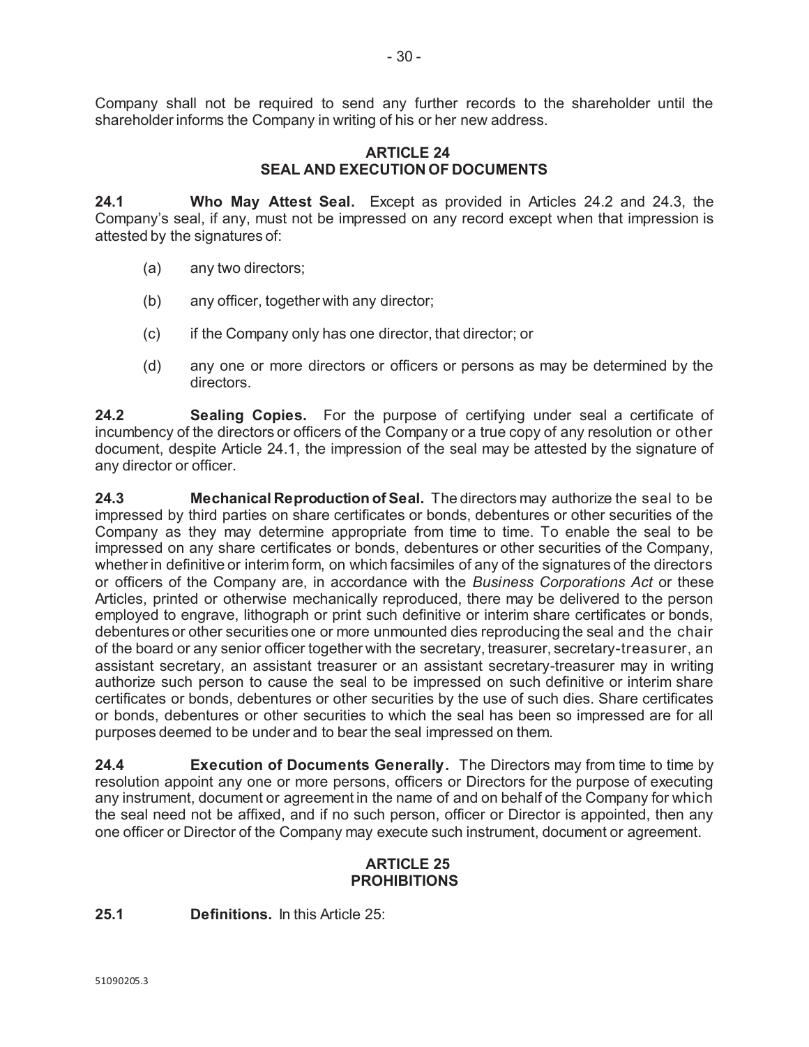Company shall not be required to send any further records to the shareholder until the shareholder informs the Company in writing of his or her new address.

## ARTICLE 24
## SEAL AND EXECUTION OF DOCUMENTS

**24.1 Who May Attest Seal.** Except as provided in Articles 24.2 and 24.3, the Company's seal, if any, must not be impressed on any record except when that impression is attested by the signatures of:

(a) any two directors;

(b) any officer, together with any director;

(c) if the Company only has one director, that director; or

(d) any one or more directors or officers or persons as may be determined by the directors.

**24.2 Sealing Copies.** For the purpose of certifying under seal a certificate of incumbency of the directors or officers of the Company or a true copy of any resolution or other document, despite Article 24.1, the impression of the seal may be attested by the signature of any director or officer.

**24.3 Mechanical Reproduction of Seal.** The directors may authorize the seal to be impressed by third parties on share certificates or bonds, debentures or other securities of the Company as they may determine appropriate from time to time. To enable the seal to be impressed on any share certificates or bonds, debentures or other securities of the Company, whether in definitive or interim form, on which facsimiles of any of the signatures of the directors or officers of the Company are, in accordance with the *Business Corporations Act* or these Articles, printed or otherwise mechanically reproduced, there may be delivered to the person employed to engrave, lithograph or print such definitive or interim share certificates or bonds, debentures or other securities one or more unmounted dies reproducing the seal and the chair of the board or any senior officer together with the secretary, treasurer, secretary-treasurer, an assistant secretary, an assistant treasurer or an assistant secretary-treasurer may in writing authorize such person to cause the seal to be impressed on such definitive or interim share certificates or bonds, debentures or other securities by the use of such dies. Share certificates or bonds, debentures or other securities to which the seal has been so impressed are for all purposes deemed to be under and to bear the seal impressed on them.

**24.4 Execution of Documents Generally.** The Directors may from time to time by resolution appoint any one or more persons, officers or Directors for the purpose of executing any instrument, document or agreement in the name of and on behalf of the Company for which the seal need not be affixed, and if no such person, officer or Director is appointed, then any one officer or Director of the Company may execute such instrument, document or agreement.

## ARTICLE 25
## PROHIBITIONS

**25.1 Definitions.** In this Article 25: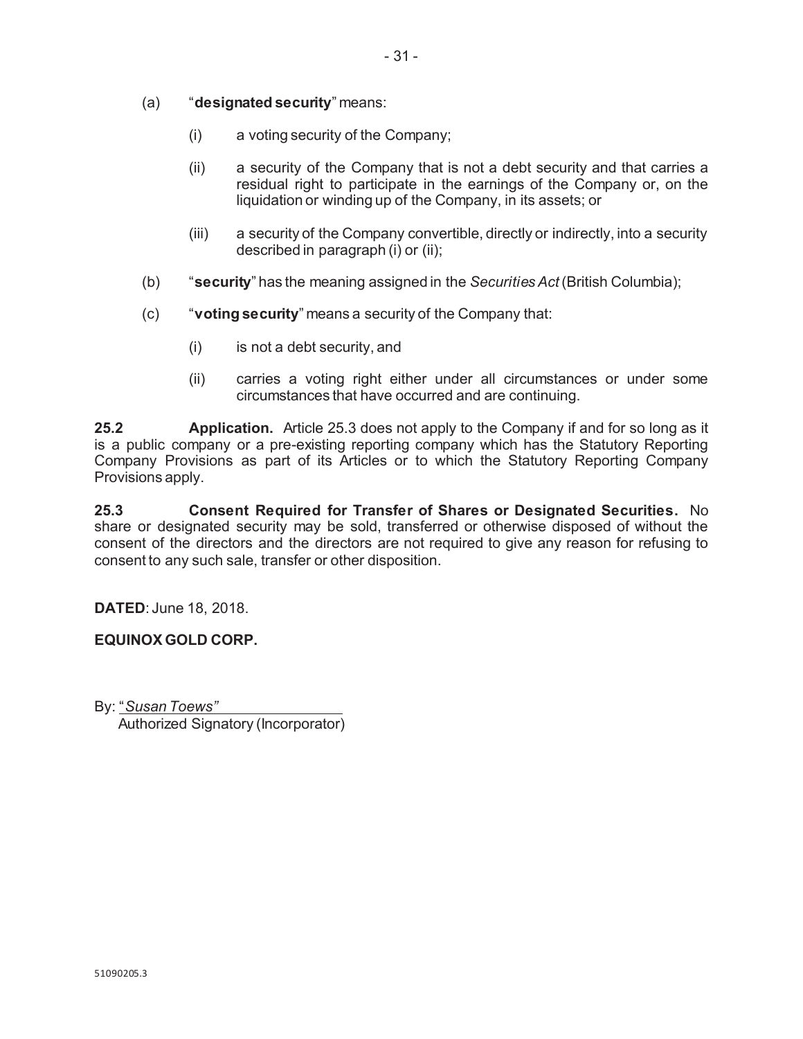(a) "**designated security**" means:

(i) a voting security of the Company;

(ii) a security of the Company that is not a debt security and that carries a residual right to participate in the earnings of the Company or, on the liquidation or winding up of the Company, in its assets; or

(iii) a security of the Company convertible, directly or indirectly, into a security described in paragraph (i) or (ii);

(b) "**security**" has the meaning assigned in the *Securities Act* (British Columbia);

(c) "**voting security**" means a security of the Company that:

(i) is not a debt security, and

(ii) carries a voting right either under all circumstances or under some circumstances that have occurred and are continuing.

**25.2 Application.** Article 25.3 does not apply to the Company if and for so long as it is a public company or a pre-existing reporting company which has the Statutory Reporting Company Provisions as part of its Articles or to which the Statutory Reporting Company Provisions apply.

**25.3 Consent Required for Transfer of Shares or Designated Securities.** No share or designated security may be sold, transferred or otherwise disposed of without the consent of the directors and the directors are not required to give any reason for refusing to consent to any such sale, transfer or other disposition.

**DATED**: June 18, 2018.

**EQUINOX GOLD CORP.**

By: "*Susan Toews*"
Authorized Signatory (Incorporator)

51090205.3